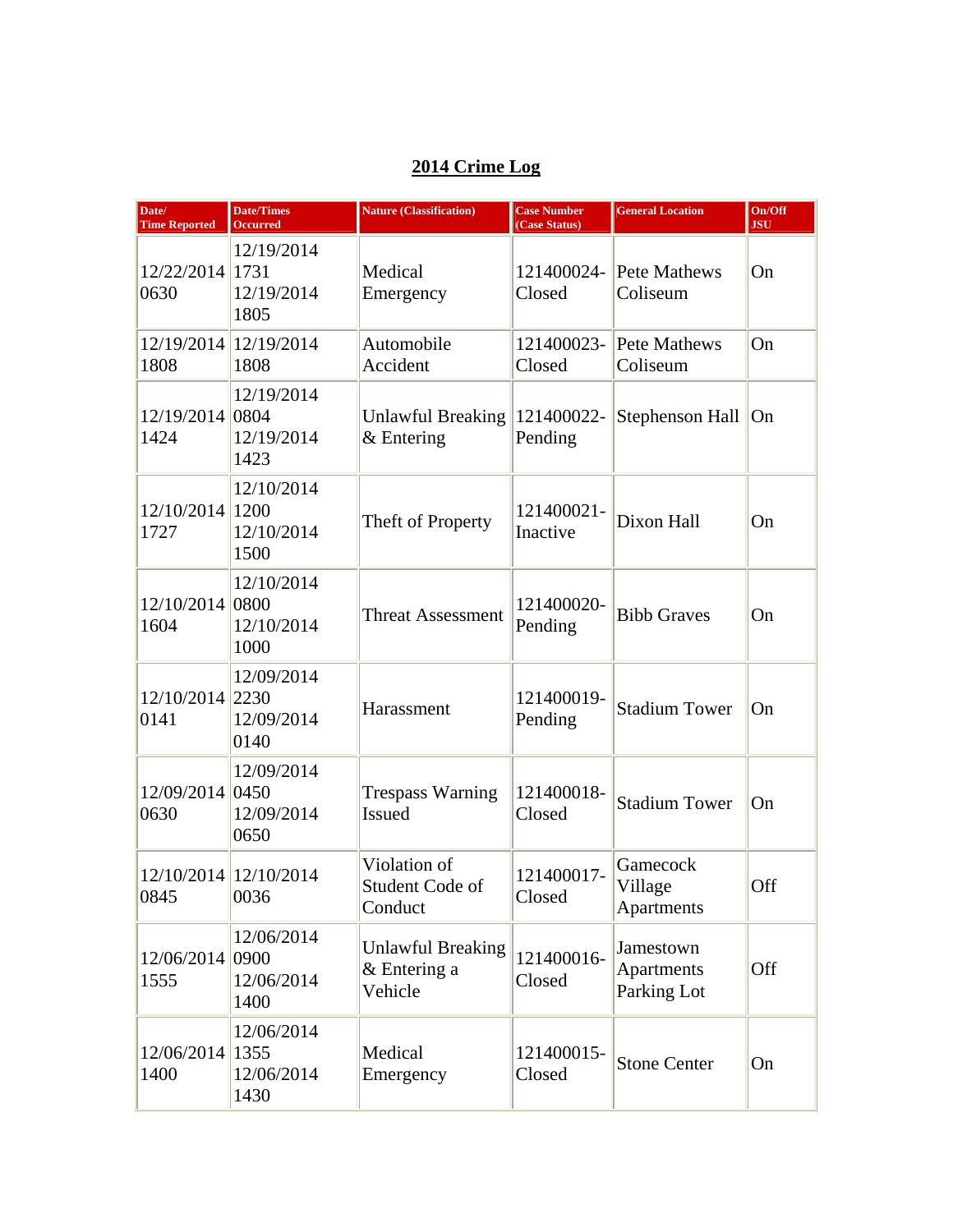## 2014 Crime Log

| Date/ Time Reported | Date/Times Occurred | Nature (Classification) | Case Number (Case Status) | General Location | On/Off JSU |
|---|---|---|---|---|---|
| 12/22/2014 0630 | 12/19/2014 1731 12/19/2014 1805 | Medical Emergency | 121400024-Closed | Pete Mathews Coliseum | On |
| 12/19/2014 1808 | 12/19/2014 1808 | Automobile Accident | 121400023-Closed | Pete Mathews Coliseum | On |
| 12/19/2014 1424 | 12/19/2014 0804 12/19/2014 1423 | Unlawful Breaking & Entering | 121400022-Pending | Stephenson Hall | On |
| 12/10/2014 1727 | 12/10/2014 1200 12/10/2014 1500 | Theft of Property | 121400021-Inactive | Dixon Hall | On |
| 12/10/2014 1604 | 12/10/2014 0800 12/10/2014 1000 | Threat Assessment | 121400020-Pending | Bibb Graves | On |
| 12/10/2014 0141 | 12/09/2014 2230 12/09/2014 0140 | Harassment | 121400019-Pending | Stadium Tower | On |
| 12/09/2014 0630 | 12/09/2014 0450 12/09/2014 0650 | Trespass Warning Issued | 121400018-Closed | Stadium Tower | On |
| 12/10/2014 0845 | 12/10/2014 0036 | Violation of Student Code of Conduct | 121400017-Closed | Gamecock Village Apartments | Off |
| 12/06/2014 1555 | 12/06/2014 0900 12/06/2014 1400 | Unlawful Breaking & Entering a Vehicle | 121400016-Closed | Jamestown Apartments Parking Lot | Off |
| 12/06/2014 1400 | 12/06/2014 1355 12/06/2014 1430 | Medical Emergency | 121400015-Closed | Stone Center | On |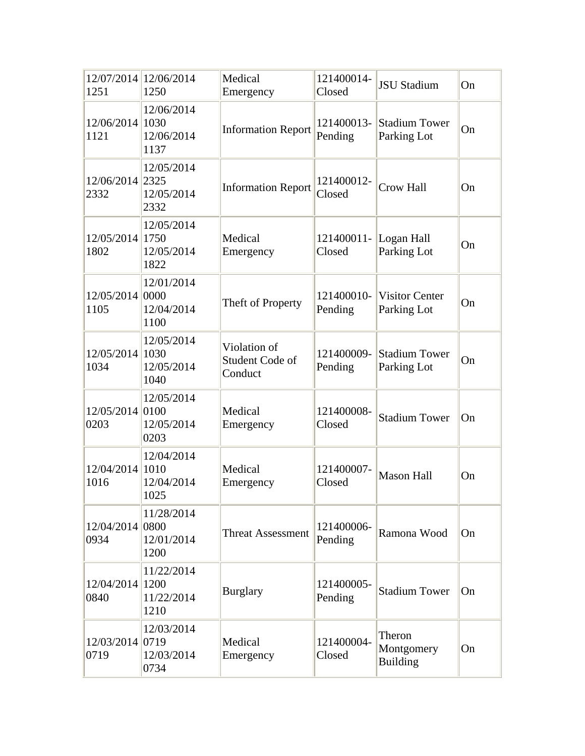| | | | | | |
|---|---|---|---|---|---|
| 12/07/2014 1251 | 12/06/2014 1250 | Medical Emergency | 121400014-Closed | JSU Stadium | On |
| 12/06/2014 1121 | 12/06/2014 1030 12/06/2014 1137 | Information Report | 121400013-Pending | Stadium Tower Parking Lot | On |
| 12/06/2014 2332 | 12/05/2014 2325 12/05/2014 2332 | Information Report | 121400012-Closed | Crow Hall | On |
| 12/05/2014 1802 | 12/05/2014 1750 12/05/2014 1822 | Medical Emergency | 121400011-Closed | Logan Hall Parking Lot | On |
| 12/05/2014 1105 | 12/01/2014 0000 12/04/2014 1100 | Theft of Property | 121400010-Pending | Visitor Center Parking Lot | On |
| 12/05/2014 1034 | 12/05/2014 1030 12/05/2014 1040 | Violation of Student Code of Conduct | 121400009-Pending | Stadium Tower Parking Lot | On |
| 12/05/2014 0203 | 12/05/2014 0100 12/05/2014 0203 | Medical Emergency | 121400008-Closed | Stadium Tower | On |
| 12/04/2014 1016 | 12/04/2014 1010 12/04/2014 1025 | Medical Emergency | 121400007-Closed | Mason Hall | On |
| 12/04/2014 0934 | 11/28/2014 0800 12/01/2014 1200 | Threat Assessment | 121400006-Pending | Ramona Wood | On |
| 12/04/2014 0840 | 11/22/2014 1200 11/22/2014 1210 | Burglary | 121400005-Pending | Stadium Tower | On |
| 12/03/2014 0719 | 12/03/2014 0719 12/03/2014 0734 | Medical Emergency | 121400004-Closed | Theron Montgomery Building | On |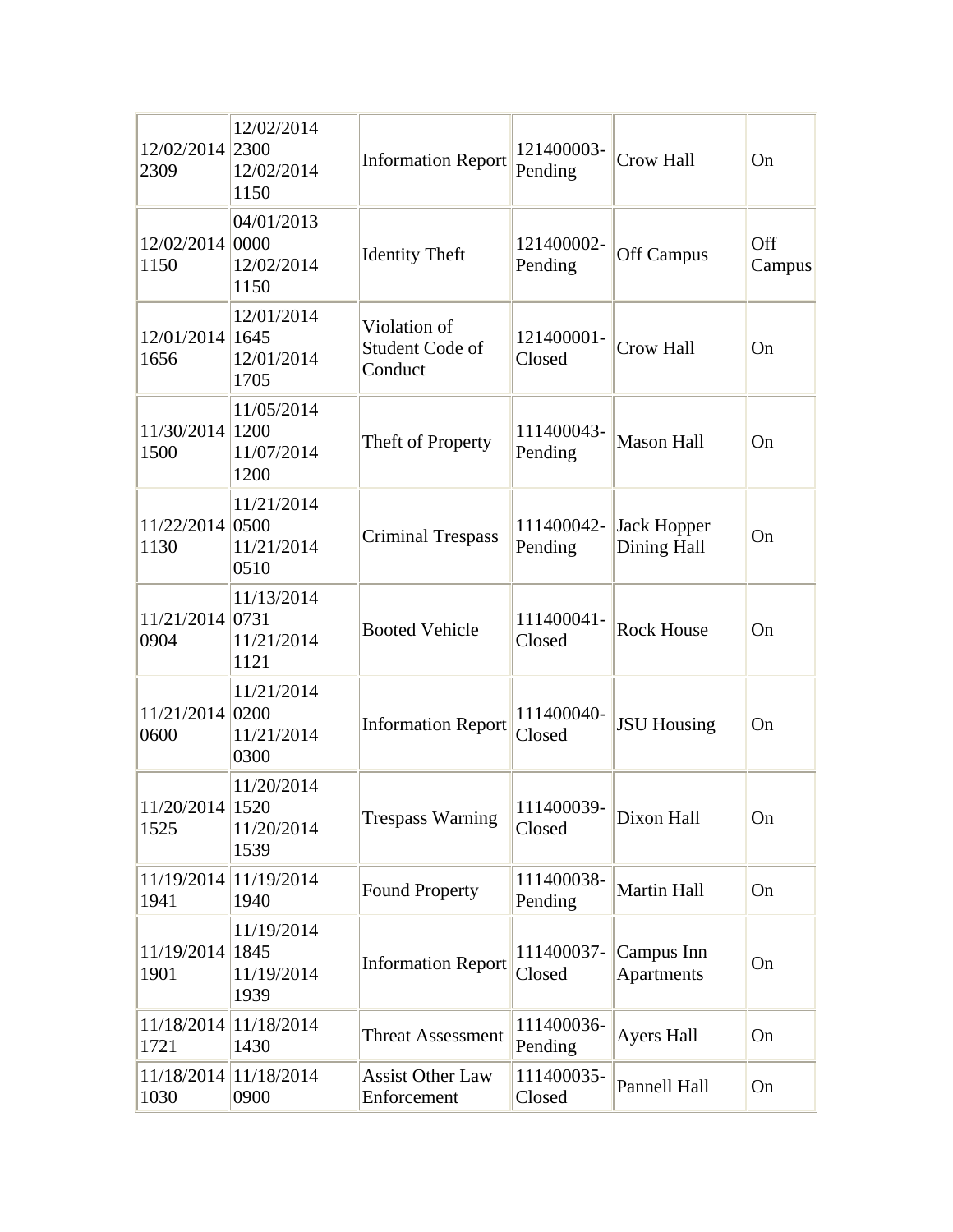| | | | | | |
|---|---|---|---|---|---|
| 12/02/2014 2309 | 12/02/2014 2300 12/02/2014 1150 | Information Report | 121400003- Pending | Crow Hall | On |
| 12/02/2014 1150 | 04/01/2013 0000 12/02/2014 1150 | Identity Theft | 121400002- Pending | Off Campus | Off Campus |
| 12/01/2014 1656 | 12/01/2014 1645 12/01/2014 1705 | Violation of Student Code of Conduct | 121400001- Closed | Crow Hall | On |
| 11/30/2014 1500 | 11/05/2014 1200 11/07/2014 1200 | Theft of Property | 111400043- Pending | Mason Hall | On |
| 11/22/2014 1130 | 11/21/2014 0500 11/21/2014 0510 | Criminal Trespass | 111400042- Pending | Jack Hopper Dining Hall | On |
| 11/21/2014 0904 | 11/13/2014 0731 11/21/2014 1121 | Booted Vehicle | 111400041- Closed | Rock House | On |
| 11/21/2014 0600 | 11/21/2014 0200 11/21/2014 0300 | Information Report | 111400040- Closed | JSU Housing | On |
| 11/20/2014 1525 | 11/20/2014 1520 11/20/2014 1539 | Trespass Warning | 111400039- Closed | Dixon Hall | On |
| 11/19/2014 1941 | 11/19/2014 1940 | Found Property | 111400038- Pending | Martin Hall | On |
| 11/19/2014 1901 | 11/19/2014 1845 11/19/2014 1939 | Information Report | 111400037- Closed | Campus Inn Apartments | On |
| 11/18/2014 1721 | 11/18/2014 1430 | Threat Assessment | 111400036- Pending | Ayers Hall | On |
| 11/18/2014 1030 | 11/18/2014 0900 | Assist Other Law Enforcement | 111400035- Closed | Pannell Hall | On |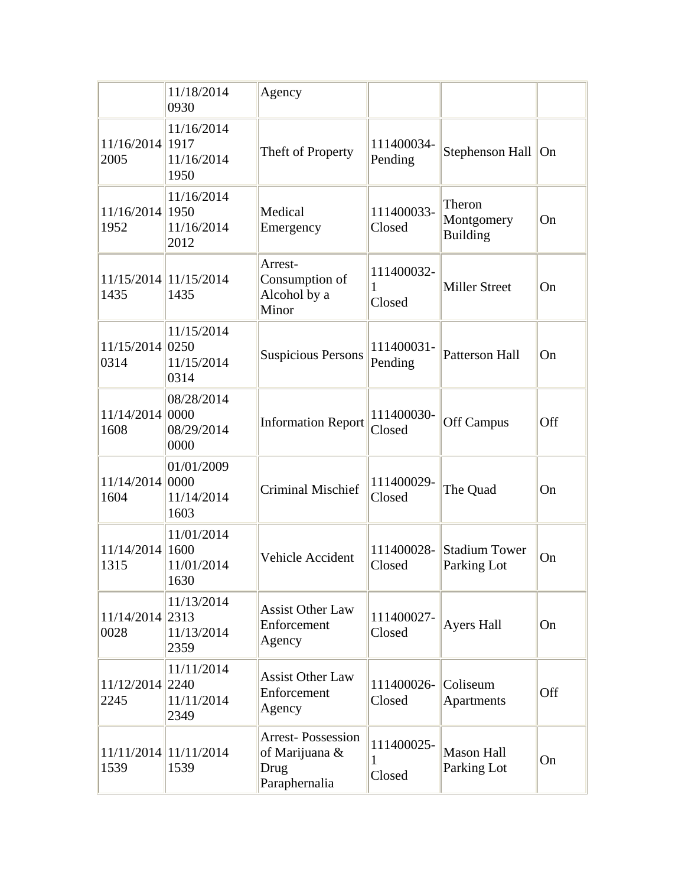|  | 11/18/2014 0930 | Agency |  |  |  |
|---|---|---|---|---|---|
| 11/16/2014 2005 | 11/16/2014 1917 11/16/2014 1950 | Theft of Property | 111400034-Pending | Stephenson Hall | On |
| 11/16/2014 1952 | 11/16/2014 1950 11/16/2014 2012 | Medical Emergency | 111400033-Closed | Theron Montgomery Building | On |
| 11/15/2014 1435 | 11/15/2014 1435 | Arrest-Consumption of Alcohol by a Minor | 111400032-1 Closed | Miller Street | On |
| 11/15/2014 0314 | 11/15/2014 0250 11/15/2014 0314 | Suspicious Persons | 111400031-Pending | Patterson Hall | On |
| 11/14/2014 1608 | 08/28/2014 0000 08/29/2014 0000 | Information Report | 111400030-Closed | Off Campus | Off |
| 11/14/2014 1604 | 01/01/2009 0000 11/14/2014 1603 | Criminal Mischief | 111400029-Closed | The Quad | On |
| 11/14/2014 1315 | 11/01/2014 1600 11/01/2014 1630 | Vehicle Accident | 111400028-Closed | Stadium Tower Parking Lot | On |
| 11/14/2014 0028 | 11/13/2014 2313 11/13/2014 2359 | Assist Other Law Enforcement Agency | 111400027-Closed | Ayers Hall | On |
| 11/12/2014 2245 | 11/11/2014 2240 11/11/2014 2349 | Assist Other Law Enforcement Agency | 111400026-Closed | Coliseum Apartments | Off |
| 11/11/2014 1539 | 11/11/2014 1539 | Arrest- Possession of Marijuana & Drug Paraphernalia | 111400025-1 Closed | Mason Hall Parking Lot | On |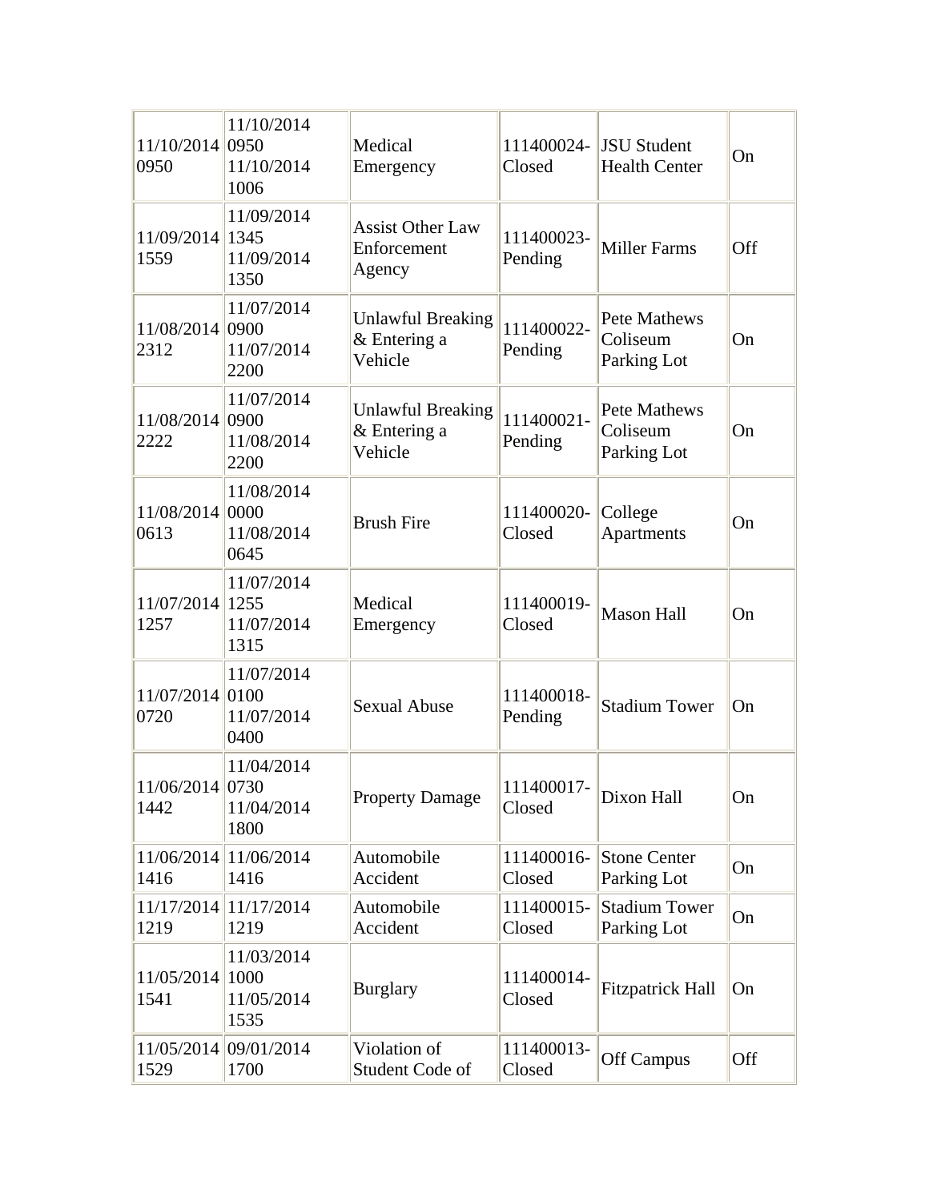| | | | | | |
|---|---|---|---|---|---|
| 11/10/2014 0950 | 11/10/2014 0950 11/10/2014 1006 | Medical Emergency | 111400024-Closed | JSU Student Health Center | On |
| 11/09/2014 1559 | 11/09/2014 1345 11/09/2014 1350 | Assist Other Law Enforcement Agency | 111400023-Pending | Miller Farms | Off |
| 11/08/2014 2312 | 11/07/2014 0900 11/07/2014 2200 | Unlawful Breaking & Entering a Vehicle | 111400022-Pending | Pete Mathews Coliseum Parking Lot | On |
| 11/08/2014 2222 | 11/07/2014 0900 11/08/2014 2200 | Unlawful Breaking & Entering a Vehicle | 111400021-Pending | Pete Mathews Coliseum Parking Lot | On |
| 11/08/2014 0613 | 11/08/2014 0000 11/08/2014 0645 | Brush Fire | 111400020-Closed | College Apartments | On |
| 11/07/2014 1257 | 11/07/2014 1255 11/07/2014 1315 | Medical Emergency | 111400019-Closed | Mason Hall | On |
| 11/07/2014 0720 | 11/07/2014 0100 11/07/2014 0400 | Sexual Abuse | 111400018-Pending | Stadium Tower | On |
| 11/06/2014 1442 | 11/04/2014 0730 11/04/2014 1800 | Property Damage | 111400017-Closed | Dixon Hall | On |
| 11/06/2014 1416 | 11/06/2014 1416 | Automobile Accident | 111400016-Closed | Stone Center Parking Lot | On |
| 11/17/2014 1219 | 11/17/2014 1219 | Automobile Accident | 111400015-Closed | Stadium Tower Parking Lot | On |
| 11/05/2014 1541 | 11/03/2014 1000 11/05/2014 1535 | Burglary | 111400014-Closed | Fitzpatrick Hall | On |
| 11/05/2014 1529 | 09/01/2014 1700 | Violation of Student Code of | 111400013-Closed | Off Campus | Off |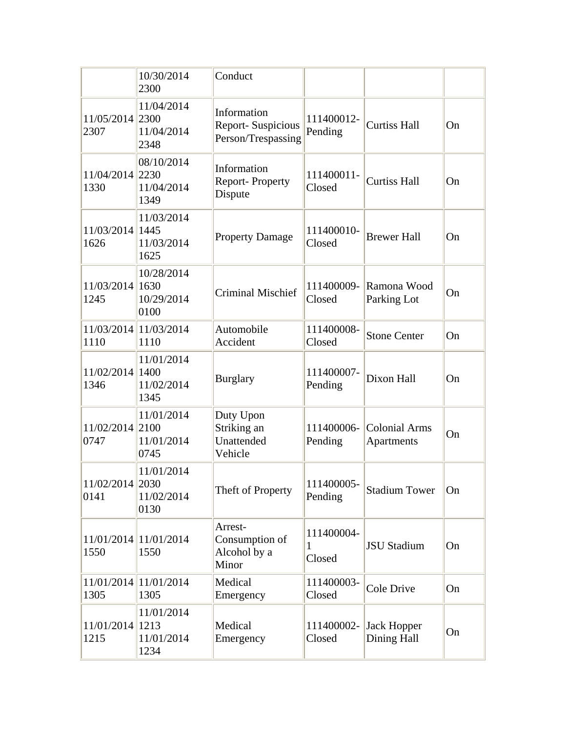|  |  |  |  |  |  |
|---|---|---|---|---|---|
|  | 10/30/2014 2300 | Conduct |  |  |  |
| 11/05/2014 2307 | 11/04/2014 2300 11/04/2014 2348 | Information Report- Suspicious Person/Trespassing | 111400012- Pending | Curtiss Hall | On |
| 11/04/2014 1330 | 08/10/2014 2230 11/04/2014 1349 | Information Report- Property Dispute | 111400011- Closed | Curtiss Hall | On |
| 11/03/2014 1626 | 11/03/2014 1445 11/03/2014 1625 | Property Damage | 111400010- Closed | Brewer Hall | On |
| 11/03/2014 1245 | 10/28/2014 1630 10/29/2014 0100 | Criminal Mischief | 111400009- Closed | Ramona Wood Parking Lot | On |
| 11/03/2014 1110 | 11/03/2014 1110 | Automobile Accident | 111400008- Closed | Stone Center | On |
| 11/02/2014 1346 | 11/01/2014 1400 11/02/2014 1345 | Burglary | 111400007- Pending | Dixon Hall | On |
| 11/02/2014 0747 | 11/01/2014 2100 11/01/2014 0745 | Duty Upon Striking an Unattended Vehicle | 111400006- Pending | Colonial Arms Apartments | On |
| 11/02/2014 0141 | 11/01/2014 2030 11/02/2014 0130 | Theft of Property | 111400005- Pending | Stadium Tower | On |
| 11/01/2014 1550 | 11/01/2014 1550 | Arrest- Consumption of Alcohol by a Minor | 111400004-1 Closed | JSU Stadium | On |
| 11/01/2014 1305 | 11/01/2014 1305 | Medical Emergency | 111400003- Closed | Cole Drive | On |
| 11/01/2014 1215 | 11/01/2014 1213 11/01/2014 1234 | Medical Emergency | 111400002- Closed | Jack Hopper Dining Hall | On |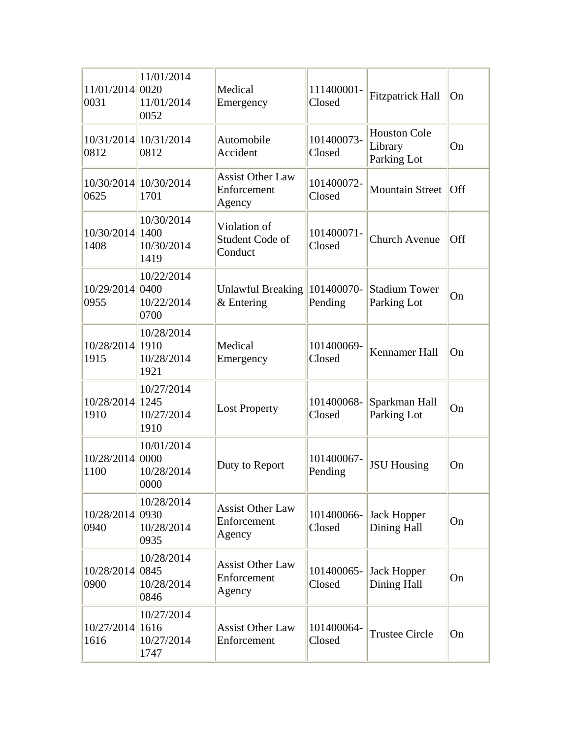| | | | | | |
|---|---|---|---|---|---|
| 11/01/2014 0031 | 11/01/2014 0020 11/01/2014 0052 | Medical Emergency | 111400001-Closed | Fitzpatrick Hall | On |
| 10/31/2014 0812 | 10/31/2014 0812 | Automobile Accident | 101400073-Closed | Houston Cole Library Parking Lot | On |
| 10/30/2014 0625 | 10/30/2014 1701 | Assist Other Law Enforcement Agency | 101400072-Closed | Mountain Street | Off |
| 10/30/2014 1408 | 10/30/2014 1400 10/30/2014 1419 | Violation of Student Code of Conduct | 101400071-Closed | Church Avenue | Off |
| 10/29/2014 0955 | 10/22/2014 0400 10/22/2014 0700 | Unlawful Breaking & Entering | 101400070-Pending | Stadium Tower Parking Lot | On |
| 10/28/2014 1915 | 10/28/2014 1910 10/28/2014 1921 | Medical Emergency | 101400069-Closed | Kennamer Hall | On |
| 10/28/2014 1910 | 10/27/2014 1245 10/27/2014 1910 | Lost Property | 101400068-Closed | Sparkman Hall Parking Lot | On |
| 10/28/2014 1100 | 10/01/2014 0000 10/28/2014 0000 | Duty to Report | 101400067-Pending | JSU Housing | On |
| 10/28/2014 0940 | 10/28/2014 0930 10/28/2014 0935 | Assist Other Law Enforcement Agency | 101400066-Closed | Jack Hopper Dining Hall | On |
| 10/28/2014 0900 | 10/28/2014 0845 10/28/2014 0846 | Assist Other Law Enforcement Agency | 101400065-Closed | Jack Hopper Dining Hall | On |
| 10/27/2014 1616 | 10/27/2014 1616 10/27/2014 1747 | Assist Other Law Enforcement | 101400064-Closed | Trustee Circle | On |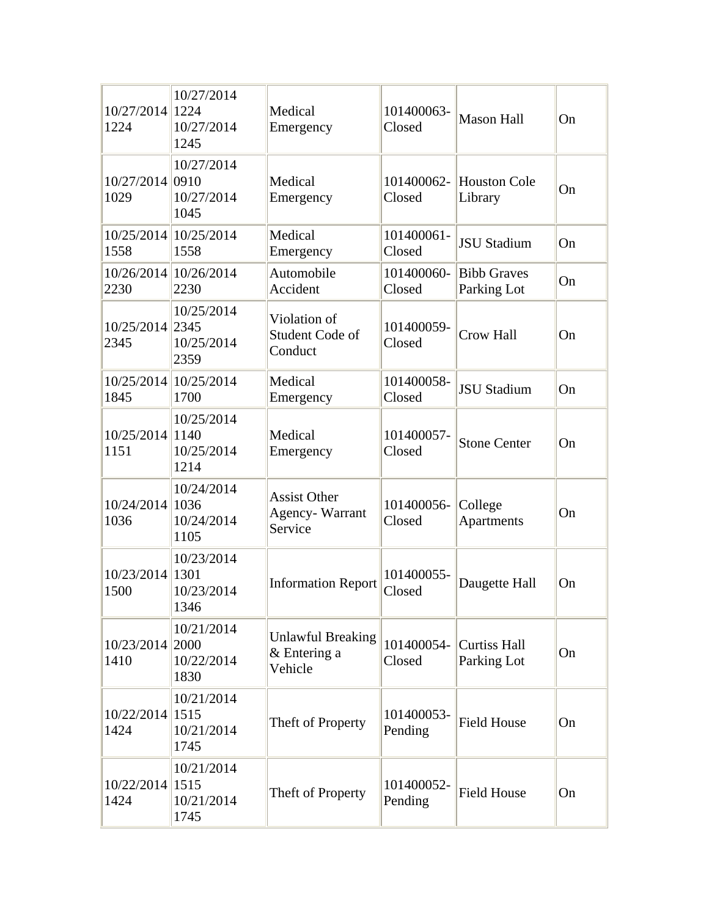| | | | | | |
|---|---|---|---|---|---|
| 10/27/2014 1224 | 10/27/2014 1224 10/27/2014 1245 | Medical Emergency | 101400063-Closed | Mason Hall | On |
| 10/27/2014 1029 | 10/27/2014 0910 10/27/2014 1045 | Medical Emergency | 101400062-Closed | Houston Cole Library | On |
| 10/25/2014 1558 | 10/25/2014 1558 | Medical Emergency | 101400061-Closed | JSU Stadium | On |
| 10/26/2014 2230 | 10/26/2014 2230 | Automobile Accident | 101400060-Closed | Bibb Graves Parking Lot | On |
| 10/25/2014 2345 | 10/25/2014 2345 10/25/2014 2359 | Violation of Student Code of Conduct | 101400059-Closed | Crow Hall | On |
| 10/25/2014 1845 | 10/25/2014 1700 | Medical Emergency | 101400058-Closed | JSU Stadium | On |
| 10/25/2014 1151 | 10/25/2014 1140 10/25/2014 1214 | Medical Emergency | 101400057-Closed | Stone Center | On |
| 10/24/2014 1036 | 10/24/2014 1036 10/24/2014 1105 | Assist Other Agency- Warrant Service | 101400056-Closed | College Apartments | On |
| 10/23/2014 1500 | 10/23/2014 1301 10/23/2014 1346 | Information Report | 101400055-Closed | Daugette Hall | On |
| 10/23/2014 1410 | 10/21/2014 2000 10/22/2014 1830 | Unlawful Breaking & Entering a Vehicle | 101400054-Closed | Curtiss Hall Parking Lot | On |
| 10/22/2014 1424 | 10/21/2014 1515 10/21/2014 1745 | Theft of Property | 101400053-Pending | Field House | On |
| 10/22/2014 1424 | 10/21/2014 1515 10/21/2014 1745 | Theft of Property | 101400052-Pending | Field House | On |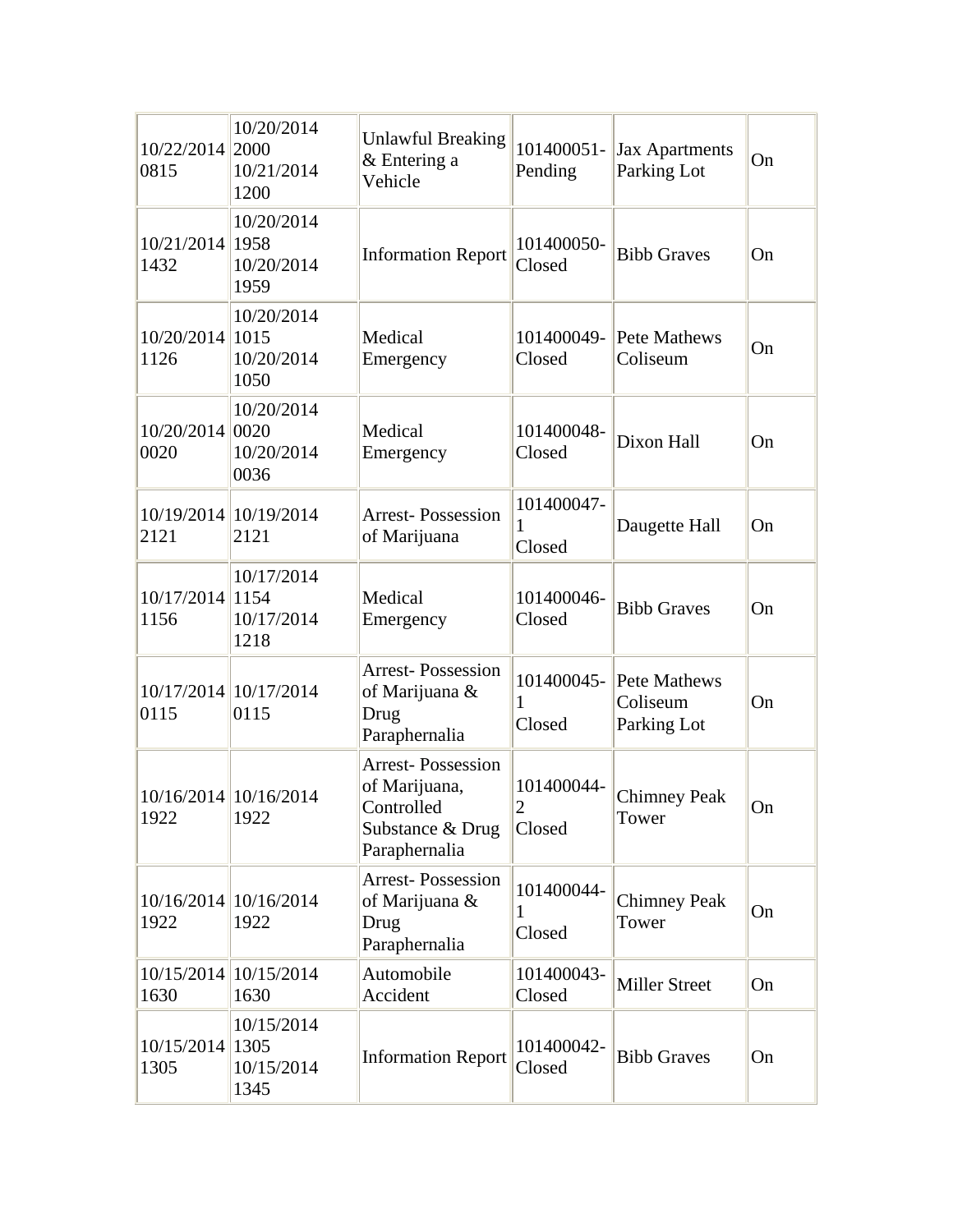| | | | | | |
|---|---|---|---|---|---|
| 10/22/2014 0815 | 10/20/2014 2000 10/21/2014 1200 | Unlawful Breaking & Entering a Vehicle | 101400051- Pending | Jax Apartments Parking Lot | On |
| 10/21/2014 1432 | 10/20/2014 1958 10/20/2014 1959 | Information Report | 101400050- Closed | Bibb Graves | On |
| 10/20/2014 1126 | 10/20/2014 1015 10/20/2014 1050 | Medical Emergency | 101400049- Closed | Pete Mathews Coliseum | On |
| 10/20/2014 0020 | 10/20/2014 0020 10/20/2014 0036 | Medical Emergency | 101400048- Closed | Dixon Hall | On |
| 10/19/2014 2121 | 10/19/2014 2121 | Arrest- Possession of Marijuana | 101400047- 1 Closed | Daugette Hall | On |
| 10/17/2014 1156 | 10/17/2014 1154 10/17/2014 1218 | Medical Emergency | 101400046- Closed | Bibb Graves | On |
| 10/17/2014 0115 | 10/17/2014 0115 | Arrest- Possession of Marijuana & Drug Paraphernalia | 101400045- 1 Closed | Pete Mathews Coliseum Parking Lot | On |
| 10/16/2014 1922 | 10/16/2014 1922 | Arrest- Possession of Marijuana, Controlled Substance & Drug Paraphernalia | 101400044- 2 Closed | Chimney Peak Tower | On |
| 10/16/2014 1922 | 10/16/2014 1922 | Arrest- Possession of Marijuana & Drug Paraphernalia | 101400044- 1 Closed | Chimney Peak Tower | On |
| 10/15/2014 1630 | 10/15/2014 1630 | Automobile Accident | 101400043- Closed | Miller Street | On |
| 10/15/2014 1305 | 10/15/2014 1305 10/15/2014 1345 | Information Report | 101400042- Closed | Bibb Graves | On |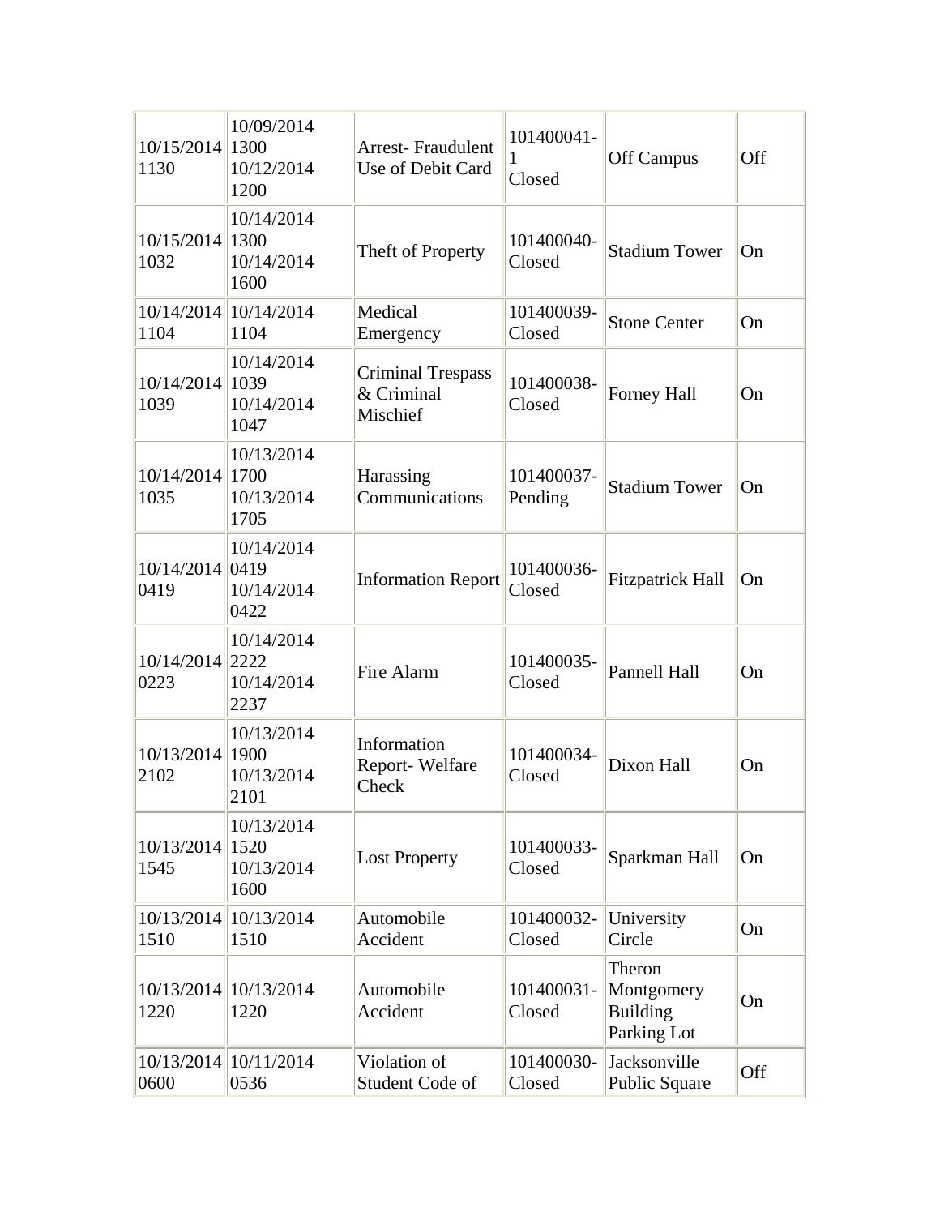| | | | | | |
|---|---|---|---|---|---|
| 10/15/2014 1130 | 10/09/2014 1300 10/12/2014 1200 | Arrest- Fraudulent Use of Debit Card | 101400041-1 Closed | Off Campus | Off |
| 10/15/2014 1032 | 10/14/2014 1300 10/14/2014 1600 | Theft of Property | 101400040-Closed | Stadium Tower | On |
| 10/14/2014 1104 | 10/14/2014 1104 | Medical Emergency | 101400039-Closed | Stone Center | On |
| 10/14/2014 1039 | 10/14/2014 1039 10/14/2014 1047 | Criminal Trespass & Criminal Mischief | 101400038-Closed | Forney Hall | On |
| 10/14/2014 1035 | 10/13/2014 1700 10/13/2014 1705 | Harassing Communications | 101400037-Pending | Stadium Tower | On |
| 10/14/2014 0419 | 10/14/2014 0419 10/14/2014 0422 | Information Report | 101400036-Closed | Fitzpatrick Hall | On |
| 10/14/2014 0223 | 10/14/2014 2222 10/14/2014 2237 | Fire Alarm | 101400035-Closed | Pannell Hall | On |
| 10/13/2014 2102 | 10/13/2014 1900 10/13/2014 2101 | Information Report- Welfare Check | 101400034-Closed | Dixon Hall | On |
| 10/13/2014 1545 | 10/13/2014 1520 10/13/2014 1600 | Lost Property | 101400033-Closed | Sparkman Hall | On |
| 10/13/2014 1510 | 10/13/2014 1510 | Automobile Accident | 101400032-Closed | University Circle | On |
| 10/13/2014 1220 | 10/13/2014 1220 | Automobile Accident | 101400031-Closed | Theron Montgomery Building Parking Lot | On |
| 10/13/2014 0600 | 10/11/2014 0536 | Violation of Student Code of | 101400030-Closed | Jacksonville Public Square | Off |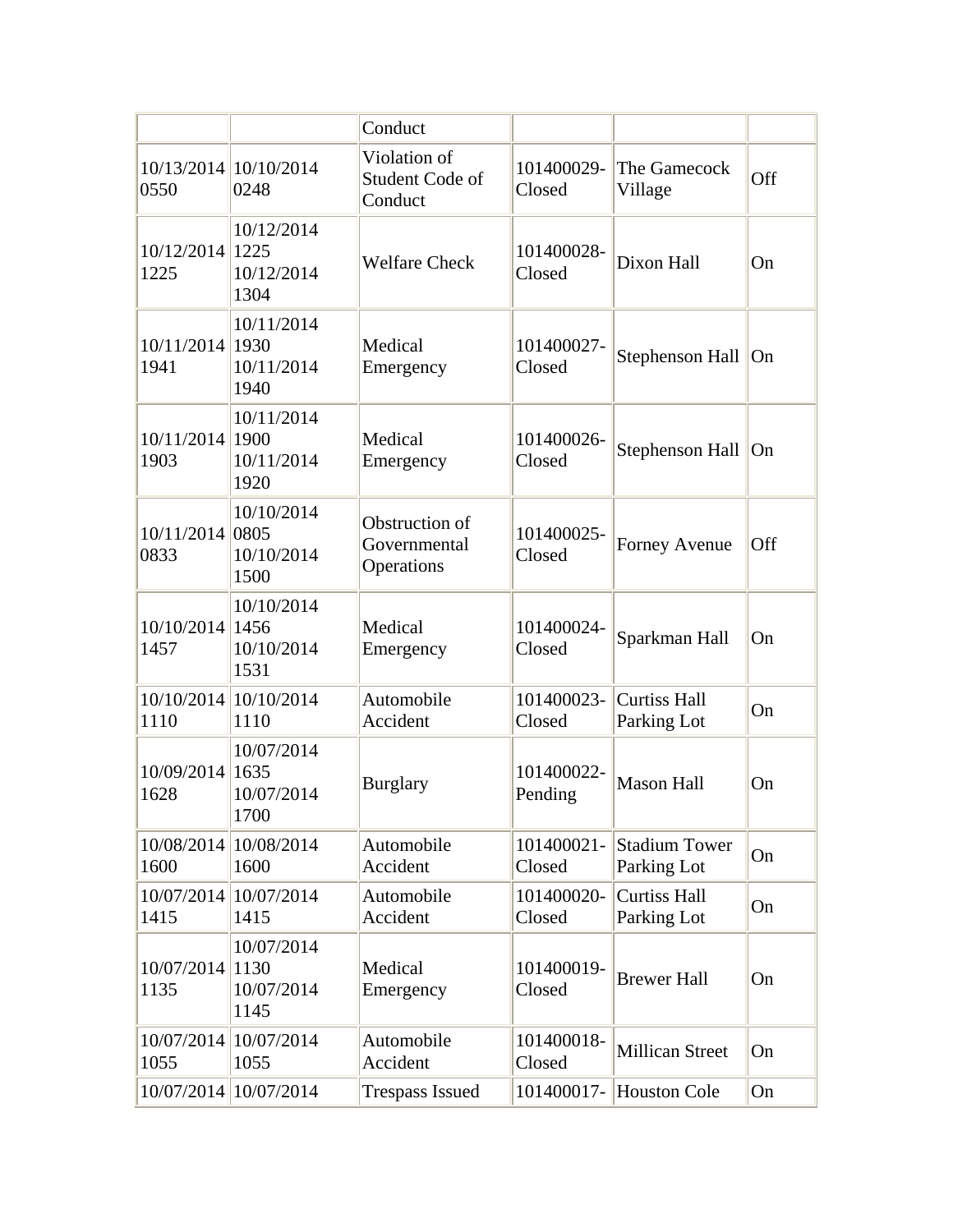| | | Conduct | | | |
|---|---|---|---|---|---|
| 10/13/2014 0550 | 10/10/2014 0248 | Violation of Student Code of Conduct | 101400029-Closed | The Gamecock Village | Off |
| 10/12/2014 1225 | 10/12/2014 1225 10/12/2014 1304 | Welfare Check | 101400028-Closed | Dixon Hall | On |
| 10/11/2014 1941 | 10/11/2014 1930 10/11/2014 1940 | Medical Emergency | 101400027-Closed | Stephenson Hall | On |
| 10/11/2014 1903 | 10/11/2014 1900 10/11/2014 1920 | Medical Emergency | 101400026-Closed | Stephenson Hall | On |
| 10/11/2014 0833 | 10/10/2014 0805 10/10/2014 1500 | Obstruction of Governmental Operations | 101400025-Closed | Forney Avenue | Off |
| 10/10/2014 1457 | 10/10/2014 1456 10/10/2014 1531 | Medical Emergency | 101400024-Closed | Sparkman Hall | On |
| 10/10/2014 1110 | 10/10/2014 1110 | Automobile Accident | 101400023-Closed | Curtiss Hall Parking Lot | On |
| 10/09/2014 1628 | 10/07/2014 1635 10/07/2014 1700 | Burglary | 101400022-Pending | Mason Hall | On |
| 10/08/2014 1600 | 10/08/2014 1600 | Automobile Accident | 101400021-Closed | Stadium Tower Parking Lot | On |
| 10/07/2014 1415 | 10/07/2014 1415 | Automobile Accident | 101400020-Closed | Curtiss Hall Parking Lot | On |
| 10/07/2014 1135 | 10/07/2014 1130 10/07/2014 1145 | Medical Emergency | 101400019-Closed | Brewer Hall | On |
| 10/07/2014 1055 | 10/07/2014 1055 | Automobile Accident | 101400018-Closed | Millican Street | On |
| 10/07/2014 | 10/07/2014 | Trespass Issued | 101400017- | Houston Cole | On |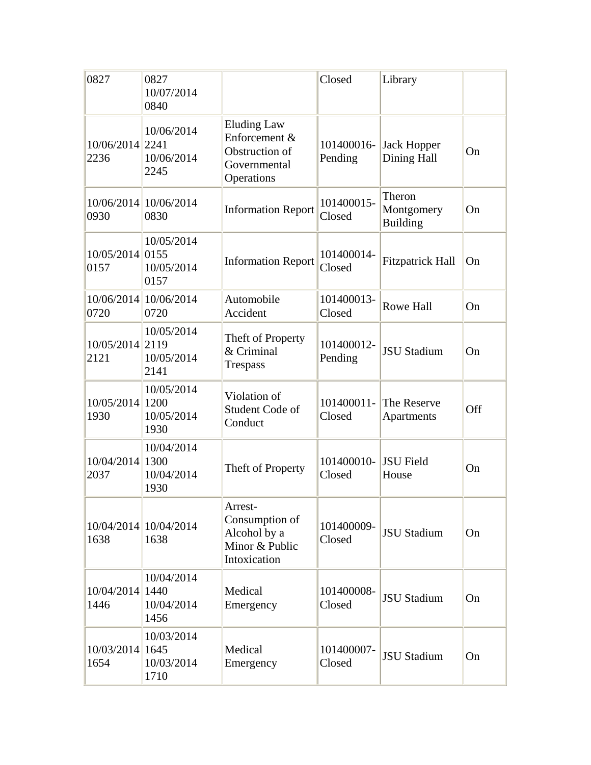| | | | | | |
|---|---|---|---|---|---|
| 0827 | 0827 10/07/2014 0840 | | Closed | Library | |
| 10/06/2014 2236 | 10/06/2014 2241 10/06/2014 2245 | Eluding Law Enforcement & Obstruction of Governmental Operations | 101400016-Pending | Jack Hopper Dining Hall | On |
| 10/06/2014 0930 | 10/06/2014 0830 | Information Report | 101400015-Closed | Theron Montgomery Building | On |
| 10/05/2014 0157 | 10/05/2014 0155 10/05/2014 0157 | Information Report | 101400014-Closed | Fitzpatrick Hall | On |
| 10/06/2014 0720 | 10/06/2014 0720 | Automobile Accident | 101400013-Closed | Rowe Hall | On |
| 10/05/2014 2121 | 10/05/2014 2119 10/05/2014 2141 | Theft of Property & Criminal Trespass | 101400012-Pending | JSU Stadium | On |
| 10/05/2014 1930 | 10/05/2014 1200 10/05/2014 1930 | Violation of Student Code of Conduct | 101400011-Closed | The Reserve Apartments | Off |
| 10/04/2014 2037 | 10/04/2014 1300 10/04/2014 1930 | Theft of Property | 101400010-Closed | JSU Field House | On |
| 10/04/2014 1638 | 10/04/2014 1638 | Arrest-Consumption of Alcohol by a Minor & Public Intoxication | 101400009-Closed | JSU Stadium | On |
| 10/04/2014 1446 | 10/04/2014 1440 10/04/2014 1456 | Medical Emergency | 101400008-Closed | JSU Stadium | On |
| 10/03/2014 1654 | 10/03/2014 1645 10/03/2014 1710 | Medical Emergency | 101400007-Closed | JSU Stadium | On |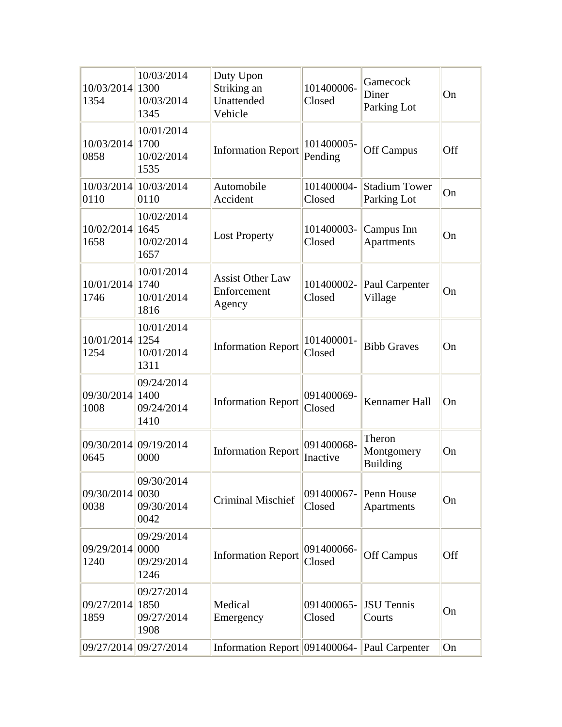| | | | | | |
|---|---|---|---|---|---|
| 10/03/2014 1354 | 10/03/2014 1300 10/03/2014 1345 | Duty Upon Striking an Unattended Vehicle | 101400006-Closed | Gamecock Diner Parking Lot | On |
| 10/03/2014 0858 | 10/01/2014 1700 10/02/2014 1535 | Information Report | 101400005-Pending | Off Campus | Off |
| 10/03/2014 0110 | 10/03/2014 0110 | Automobile Accident | 101400004-Closed | Stadium Tower Parking Lot | On |
| 10/02/2014 1658 | 10/02/2014 1645 10/02/2014 1657 | Lost Property | 101400003-Closed | Campus Inn Apartments | On |
| 10/01/2014 1746 | 10/01/2014 1740 10/01/2014 1816 | Assist Other Law Enforcement Agency | 101400002-Closed | Paul Carpenter Village | On |
| 10/01/2014 1254 | 10/01/2014 1254 10/01/2014 1311 | Information Report | 101400001-Closed | Bibb Graves | On |
| 09/30/2014 1008 | 09/24/2014 1400 09/24/2014 1410 | Information Report | 091400069-Closed | Kennamer Hall | On |
| 09/30/2014 0645 | 09/19/2014 0000 | Information Report | 091400068-Inactive | Theron Montgomery Building | On |
| 09/30/2014 0038 | 09/30/2014 0030 09/30/2014 0042 | Criminal Mischief | 091400067-Closed | Penn House Apartments | On |
| 09/29/2014 1240 | 09/29/2014 0000 09/29/2014 1246 | Information Report | 091400066-Closed | Off Campus | Off |
| 09/27/2014 1859 | 09/27/2014 1850 09/27/2014 1908 | Medical Emergency | 091400065-Closed | JSU Tennis Courts | On |
| 09/27/2014 | 09/27/2014 | Information Report | 091400064- | Paul Carpenter | On |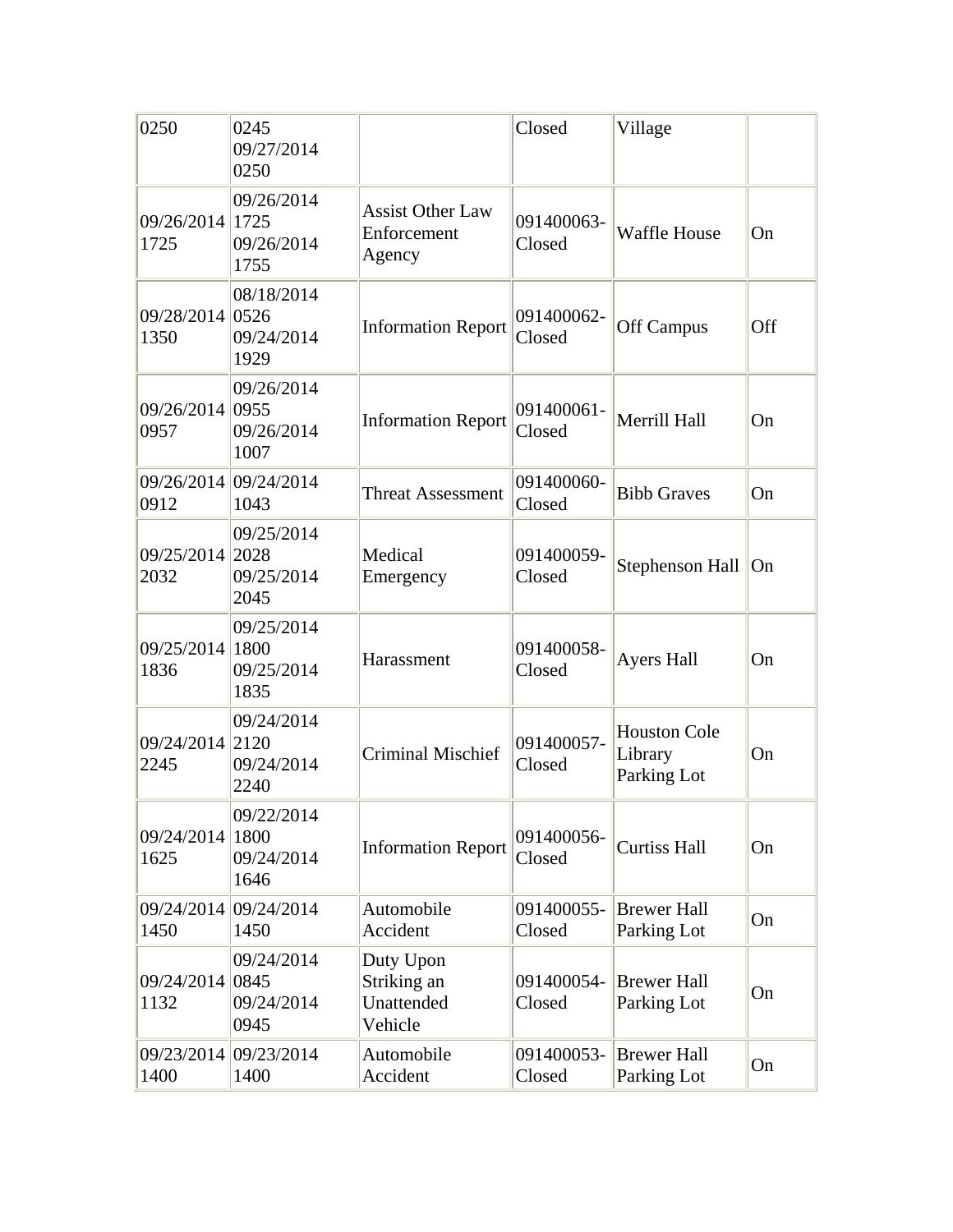| | | | | | |
|---|---|---|---|---|---|
| 0250 | 0245 09/27/2014 0250 | | Closed | Village | |
| 09/26/2014 1725 | 09/26/2014 1725 09/26/2014 1755 | Assist Other Law Enforcement Agency | 091400063-Closed | Waffle House | On |
| 09/28/2014 1350 | 08/18/2014 0526 09/24/2014 1929 | Information Report | 091400062-Closed | Off Campus | Off |
| 09/26/2014 0957 | 09/26/2014 0955 09/26/2014 1007 | Information Report | 091400061-Closed | Merrill Hall | On |
| 09/26/2014 0912 | 09/24/2014 1043 | Threat Assessment | 091400060-Closed | Bibb Graves | On |
| 09/25/2014 2032 | 09/25/2014 2028 09/25/2014 2045 | Medical Emergency | 091400059-Closed | Stephenson Hall | On |
| 09/25/2014 1836 | 09/25/2014 1800 09/25/2014 1835 | Harassment | 091400058-Closed | Ayers Hall | On |
| 09/24/2014 2245 | 09/24/2014 2120 09/24/2014 2240 | Criminal Mischief | 091400057-Closed | Houston Cole Library Parking Lot | On |
| 09/24/2014 1625 | 09/22/2014 1800 09/24/2014 1646 | Information Report | 091400056-Closed | Curtiss Hall | On |
| 09/24/2014 1450 | 09/24/2014 1450 | Automobile Accident | 091400055-Closed | Brewer Hall Parking Lot | On |
| 09/24/2014 1132 | 09/24/2014 0845 09/24/2014 0945 | Duty Upon Striking an Unattended Vehicle | 091400054-Closed | Brewer Hall Parking Lot | On |
| 09/23/2014 1400 | 09/23/2014 1400 | Automobile Accident | 091400053-Closed | Brewer Hall Parking Lot | On |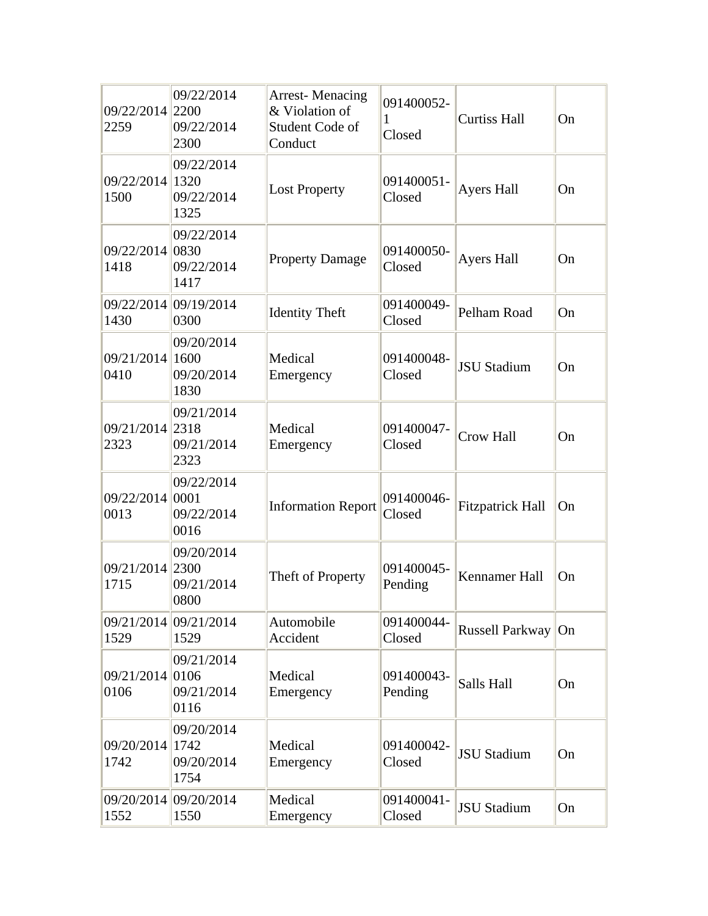| | | | | | |
|---|---|---|---|---|---|
| 09/22/2014 2259 | 09/22/2014 2200 09/22/2014 2300 | Arrest- Menacing & Violation of Student Code of Conduct | 091400052-1 Closed | Curtiss Hall | On |
| 09/22/2014 1500 | 09/22/2014 1320 09/22/2014 1325 | Lost Property | 091400051-Closed | Ayers Hall | On |
| 09/22/2014 1418 | 09/22/2014 0830 09/22/2014 1417 | Property Damage | 091400050-Closed | Ayers Hall | On |
| 09/22/2014 1430 | 09/19/2014 0300 | Identity Theft | 091400049-Closed | Pelham Road | On |
| 09/21/2014 0410 | 09/20/2014 1600 09/20/2014 1830 | Medical Emergency | 091400048-Closed | JSU Stadium | On |
| 09/21/2014 2323 | 09/21/2014 2318 09/21/2014 2323 | Medical Emergency | 091400047-Closed | Crow Hall | On |
| 09/22/2014 0013 | 09/22/2014 0001 09/22/2014 0016 | Information Report | 091400046-Closed | Fitzpatrick Hall | On |
| 09/21/2014 1715 | 09/20/2014 2300 09/21/2014 0800 | Theft of Property | 091400045-Pending | Kennamer Hall | On |
| 09/21/2014 1529 | 09/21/2014 1529 | Automobile Accident | 091400044-Closed | Russell Parkway | On |
| 09/21/2014 0106 | 09/21/2014 0106 09/21/2014 0116 | Medical Emergency | 091400043-Pending | Salls Hall | On |
| 09/20/2014 1742 | 09/20/2014 1742 09/20/2014 1754 | Medical Emergency | 091400042-Closed | JSU Stadium | On |
| 09/20/2014 1552 | 09/20/2014 1550 | Medical Emergency | 091400041-Closed | JSU Stadium | On |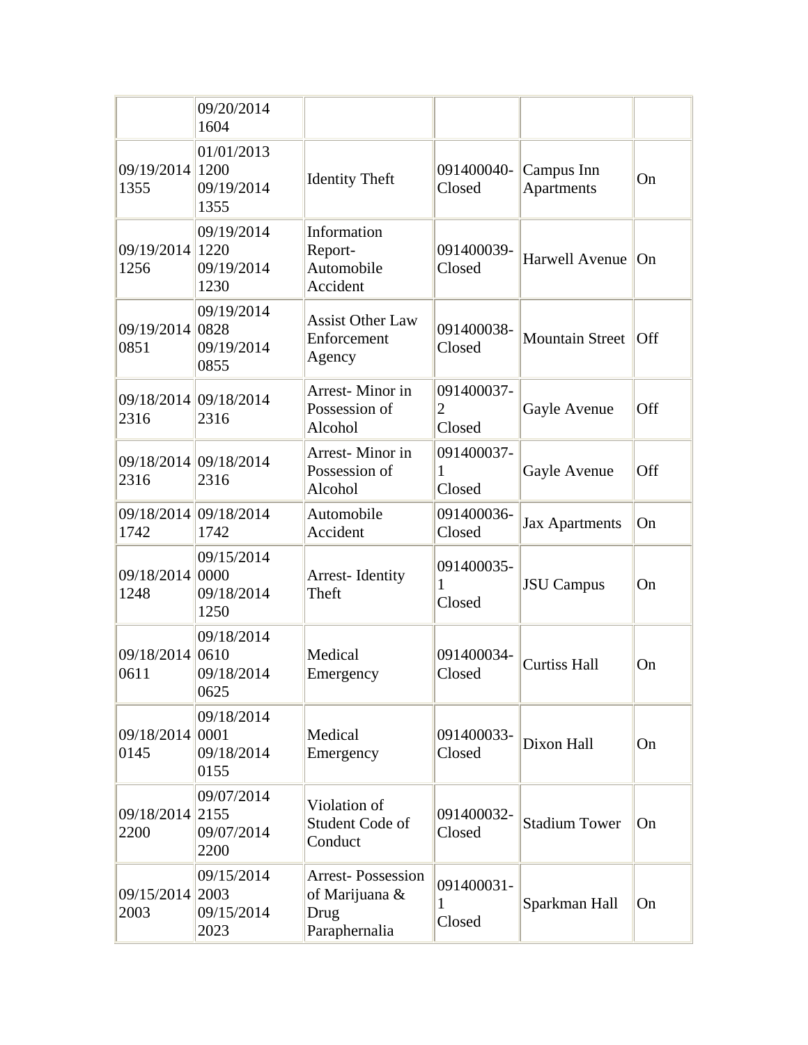| | | | | | |
|---|---|---|---|---|---|
| | 09/20/2014 1604 | | | | |
| 09/19/2014 1355 | 01/01/2013 1200 09/19/2014 1355 | Identity Theft | 091400040- Closed | Campus Inn Apartments | On |
| 09/19/2014 1256 | 09/19/2014 1220 09/19/2014 1230 | Information Report- Automobile Accident | 091400039- Closed | Harwell Avenue | On |
| 09/19/2014 0851 | 09/19/2014 0828 09/19/2014 0855 | Assist Other Law Enforcement Agency | 091400038- Closed | Mountain Street | Off |
| 09/18/2014 2316 | 09/18/2014 2316 | Arrest- Minor in Possession of Alcohol | 091400037- 2 Closed | Gayle Avenue | Off |
| 09/18/2014 2316 | 09/18/2014 2316 | Arrest- Minor in Possession of Alcohol | 091400037- 1 Closed | Gayle Avenue | Off |
| 09/18/2014 1742 | 09/18/2014 1742 | Automobile Accident | 091400036- Closed | Jax Apartments | On |
| 09/18/2014 1248 | 09/15/2014 0000 09/18/2014 1250 | Arrest- Identity Theft | 091400035- 1 Closed | JSU Campus | On |
| 09/18/2014 0611 | 09/18/2014 0610 09/18/2014 0625 | Medical Emergency | 091400034- Closed | Curtiss Hall | On |
| 09/18/2014 0145 | 09/18/2014 0001 09/18/2014 0155 | Medical Emergency | 091400033- Closed | Dixon Hall | On |
| 09/18/2014 2200 | 09/07/2014 2155 09/07/2014 2200 | Violation of Student Code of Conduct | 091400032- Closed | Stadium Tower | On |
| 09/15/2014 2003 | 09/15/2014 2003 09/15/2014 2023 | Arrest- Possession of Marijuana & Drug Paraphernalia | 091400031- 1 Closed | Sparkman Hall | On |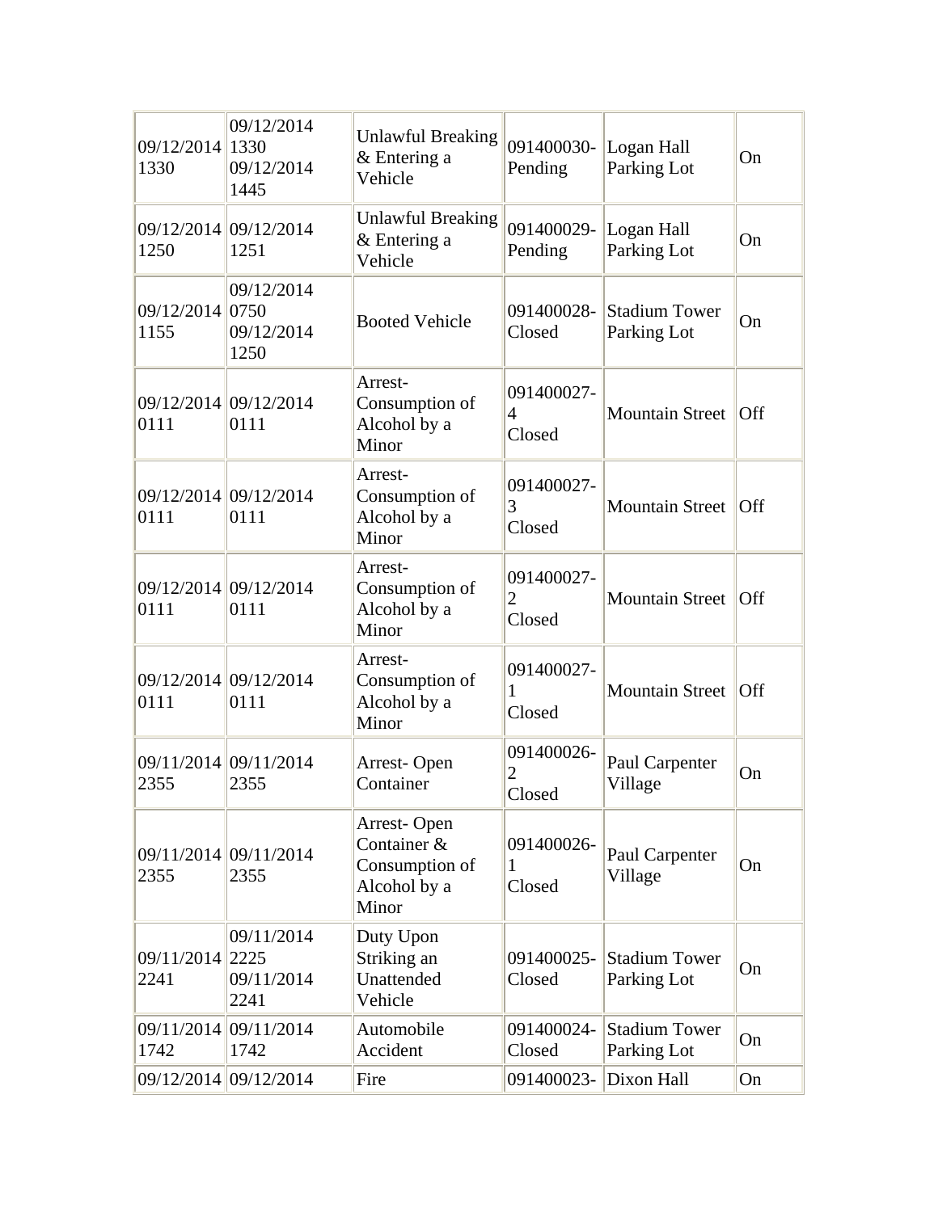| | | | | | |
|---|---|---|---|---|---|
| 09/12/2014 1330 | 09/12/2014 1330 09/12/2014 1445 | Unlawful Breaking & Entering a Vehicle | 091400030- Pending | Logan Hall Parking Lot | On |
| 09/12/2014 1250 | 09/12/2014 1251 | Unlawful Breaking & Entering a Vehicle | 091400029- Pending | Logan Hall Parking Lot | On |
| 09/12/2014 1155 | 09/12/2014 0750 09/12/2014 1250 | Booted Vehicle | 091400028- Closed | Stadium Tower Parking Lot | On |
| 09/12/2014 0111 | 09/12/2014 0111 | Arrest- Consumption of Alcohol by a Minor | 091400027- 4 Closed | Mountain Street | Off |
| 09/12/2014 0111 | 09/12/2014 0111 | Arrest- Consumption of Alcohol by a Minor | 091400027- 3 Closed | Mountain Street | Off |
| 09/12/2014 0111 | 09/12/2014 0111 | Arrest- Consumption of Alcohol by a Minor | 091400027- 2 Closed | Mountain Street | Off |
| 09/12/2014 0111 | 09/12/2014 0111 | Arrest- Consumption of Alcohol by a Minor | 091400027- 1 Closed | Mountain Street | Off |
| 09/11/2014 2355 | 09/11/2014 2355 | Arrest- Open Container | 091400026- 2 Closed | Paul Carpenter Village | On |
| 09/11/2014 2355 | 09/11/2014 2355 | Arrest- Open Container & Consumption of Alcohol by a Minor | 091400026- 1 Closed | Paul Carpenter Village | On |
| 09/11/2014 2241 | 09/11/2014 2225 09/11/2014 2241 | Duty Upon Striking an Unattended Vehicle | 091400025- Closed | Stadium Tower Parking Lot | On |
| 09/11/2014 1742 | 09/11/2014 1742 | Automobile Accident | 091400024- Closed | Stadium Tower Parking Lot | On |
| 09/12/2014 | 09/12/2014 | Fire | 091400023- | Dixon Hall | On |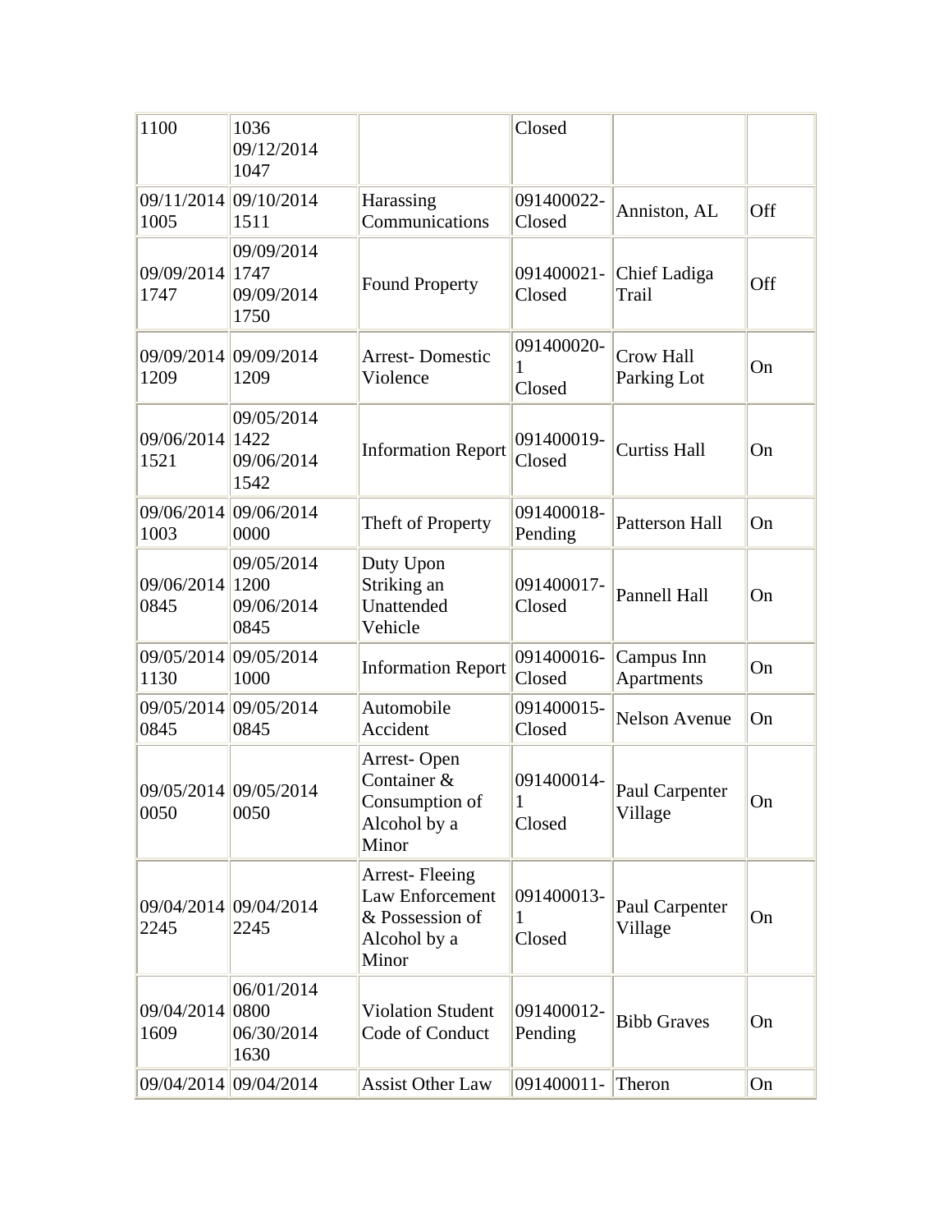| | | | | | |
|---|---|---|---|---|---|
| 1100 | 1036 09/12/2014 1047 | | Closed | | |
| 09/11/2014 1005 | 09/10/2014 1511 | Harassing Communications | 091400022-Closed | Anniston, AL | Off |
| 09/09/2014 1747 | 09/09/2014 1747 09/09/2014 1750 | Found Property | 091400021-Closed | Chief Ladiga Trail | Off |
| 09/09/2014 1209 | 09/09/2014 1209 | Arrest- Domestic Violence | 091400020-1 Closed | Crow Hall Parking Lot | On |
| 09/06/2014 1521 | 09/05/2014 1422 09/06/2014 1542 | Information Report | 091400019-Closed | Curtiss Hall | On |
| 09/06/2014 1003 | 09/06/2014 0000 | Theft of Property | 091400018-Pending | Patterson Hall | On |
| 09/06/2014 0845 | 09/05/2014 1200 09/06/2014 0845 | Duty Upon Striking an Unattended Vehicle | 091400017-Closed | Pannell Hall | On |
| 09/05/2014 1130 | 09/05/2014 1000 | Information Report | 091400016-Closed | Campus Inn Apartments | On |
| 09/05/2014 0845 | 09/05/2014 0845 | Automobile Accident | 091400015-Closed | Nelson Avenue | On |
| 09/05/2014 0050 | 09/05/2014 0050 | Arrest- Open Container & Consumption of Alcohol by a Minor | 091400014-1 Closed | Paul Carpenter Village | On |
| 09/04/2014 2245 | 09/04/2014 2245 | Arrest- Fleeing Law Enforcement & Possession of Alcohol by a Minor | 091400013-1 Closed | Paul Carpenter Village | On |
| 09/04/2014 1609 | 06/01/2014 0800 06/30/2014 1630 | Violation Student Code of Conduct | 091400012-Pending | Bibb Graves | On |
| 09/04/2014 | 09/04/2014 | Assist Other Law | 091400011- | Theron | On |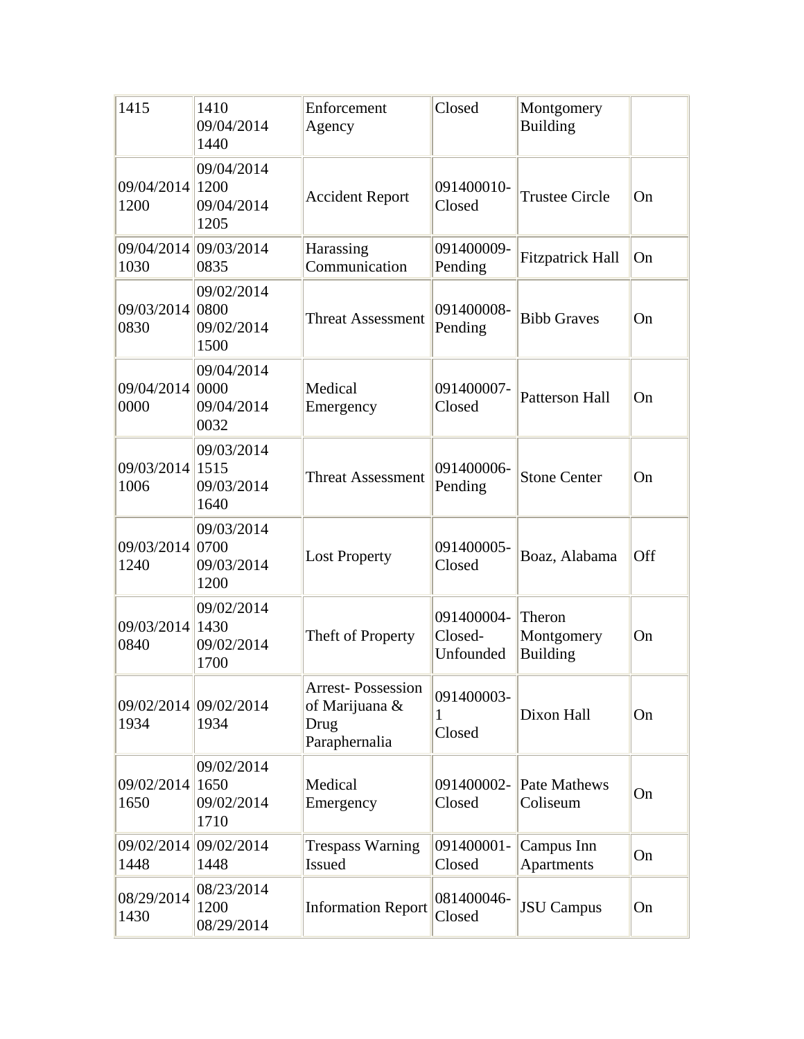| | | | | | |
|---|---|---|---|---|---|
| 1415 | 1410 09/04/2014 1440 | Enforcement Agency | Closed | Montgomery Building | |
| 09/04/2014 1200 | 09/04/2014 1200 09/04/2014 1205 | Accident Report | 091400010-Closed | Trustee Circle | On |
| 09/04/2014 1030 | 09/03/2014 0835 | Harassing Communication | 091400009-Pending | Fitzpatrick Hall | On |
| 09/03/2014 0830 | 09/02/2014 0800 09/02/2014 1500 | Threat Assessment | 091400008-Pending | Bibb Graves | On |
| 09/04/2014 0000 | 09/04/2014 0000 09/04/2014 0032 | Medical Emergency | 091400007-Closed | Patterson Hall | On |
| 09/03/2014 1006 | 09/03/2014 1515 09/03/2014 1640 | Threat Assessment | 091400006-Pending | Stone Center | On |
| 09/03/2014 1240 | 09/03/2014 0700 09/03/2014 1200 | Lost Property | 091400005-Closed | Boaz, Alabama | Off |
| 09/03/2014 0840 | 09/02/2014 1430 09/02/2014 1700 | Theft of Property | 091400004-Closed-Unfounded | Theron Montgomery Building | On |
| 09/02/2014 1934 | 09/02/2014 1934 | Arrest- Possession of Marijuana & Drug Paraphernalia | 091400003-1 Closed | Dixon Hall | On |
| 09/02/2014 1650 | 09/02/2014 1650 09/02/2014 1710 | Medical Emergency | 091400002-Closed | Pate Mathews Coliseum | On |
| 09/02/2014 1448 | 09/02/2014 1448 | Trespass Warning Issued | 091400001-Closed | Campus Inn Apartments | On |
| 08/29/2014 1430 | 08/23/2014 1200 08/29/2014 | Information Report | 081400046-Closed | JSU Campus | On |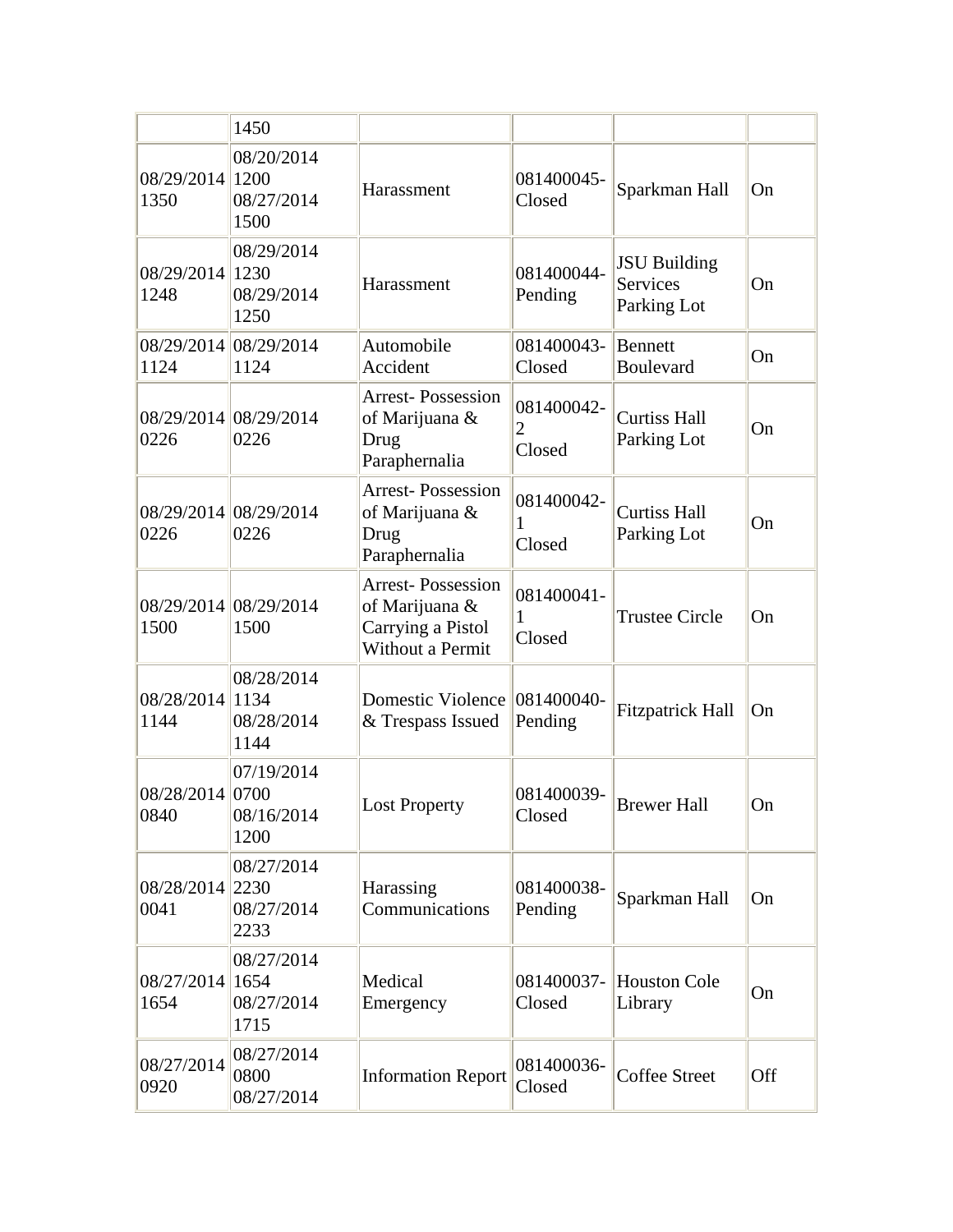|  | 1450 |  |  |  |  |
| --- | --- | --- | --- | --- | --- |
| 08/29/2014 1350 | 08/20/2014 1200 08/27/2014 1500 | Harassment | 081400045-Closed | Sparkman Hall | On |
| 08/29/2014 1248 | 08/29/2014 1230 08/29/2014 1250 | Harassment | 081400044-Pending | JSU Building Services Parking Lot | On |
| 08/29/2014 1124 | 08/29/2014 1124 | Automobile Accident | 081400043-Closed | Bennett Boulevard | On |
| 08/29/2014 0226 | 08/29/2014 0226 | Arrest- Possession of Marijuana & Drug Paraphernalia | 081400042-2 Closed | Curtiss Hall Parking Lot | On |
| 08/29/2014 0226 | 08/29/2014 0226 | Arrest- Possession of Marijuana & Drug Paraphernalia | 081400042-1 Closed | Curtiss Hall Parking Lot | On |
| 08/29/2014 1500 | 08/29/2014 1500 | Arrest- Possession of Marijuana & Carrying a Pistol Without a Permit | 081400041-1 Closed | Trustee Circle | On |
| 08/28/2014 1144 | 08/28/2014 1134 08/28/2014 1144 | Domestic Violence & Trespass Issued | 081400040-Pending | Fitzpatrick Hall | On |
| 08/28/2014 0840 | 07/19/2014 0700 08/16/2014 1200 | Lost Property | 081400039-Closed | Brewer Hall | On |
| 08/28/2014 0041 | 08/27/2014 2230 08/27/2014 2233 | Harassing Communications | 081400038-Pending | Sparkman Hall | On |
| 08/27/2014 1654 | 08/27/2014 1654 08/27/2014 1715 | Medical Emergency | 081400037-Closed | Houston Cole Library | On |
| 08/27/2014 0920 | 08/27/2014 0800 08/27/2014 | Information Report | 081400036-Closed | Coffee Street | Off |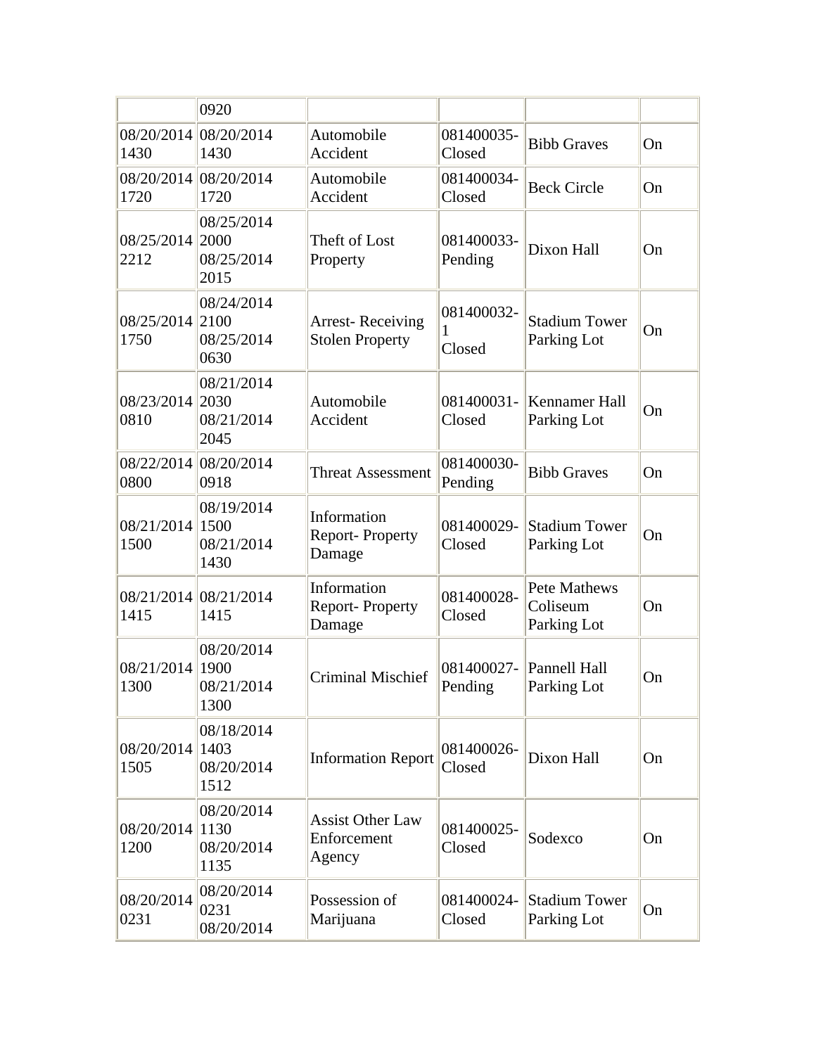|  | 0920 |  |  |  |  |
|---|---|---|---|---|---|
| 08/20/2014 1430 | 08/20/2014 1430 | Automobile Accident | 081400035-Closed | Bibb Graves | On |
| 08/20/2014 1720 | 08/20/2014 1720 | Automobile Accident | 081400034-Closed | Beck Circle | On |
| 08/25/2014 2212 | 08/25/2014 2000 08/25/2014 2015 | Theft of Lost Property | 081400033-Pending | Dixon Hall | On |
| 08/25/2014 1750 | 08/24/2014 2100 08/25/2014 0630 | Arrest- Receiving Stolen Property | 081400032-1 Closed | Stadium Tower Parking Lot | On |
| 08/23/2014 0810 | 08/21/2014 2030 08/21/2014 2045 | Automobile Accident | 081400031-Closed | Kennamer Hall Parking Lot | On |
| 08/22/2014 0800 | 08/20/2014 0918 | Threat Assessment | 081400030-Pending | Bibb Graves | On |
| 08/21/2014 1500 | 08/19/2014 1500 08/21/2014 1430 | Information Report- Property Damage | 081400029-Closed | Stadium Tower Parking Lot | On |
| 08/21/2014 1415 | 08/21/2014 1415 | Information Report- Property Damage | 081400028-Closed | Pete Mathews Coliseum Parking Lot | On |
| 08/21/2014 1300 | 08/20/2014 1900 08/21/2014 1300 | Criminal Mischief | 081400027-Pending | Pannell Hall Parking Lot | On |
| 08/20/2014 1505 | 08/18/2014 1403 08/20/2014 1512 | Information Report | 081400026-Closed | Dixon Hall | On |
| 08/20/2014 1200 | 08/20/2014 1130 08/20/2014 1135 | Assist Other Law Enforcement Agency | 081400025-Closed | Sodexco | On |
| 08/20/2014 0231 | 08/20/2014 0231 08/20/2014 | Possession of Marijuana | 081400024-Closed | Stadium Tower Parking Lot | On |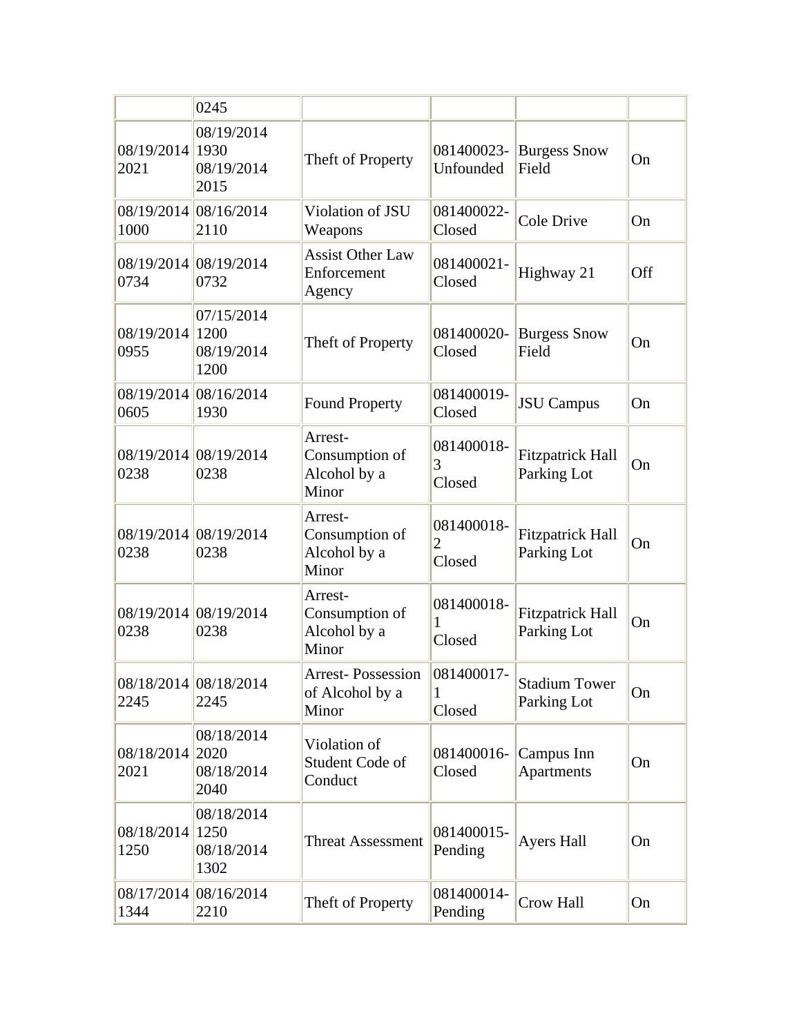|  | 0245 |  |  |  |  |
|---|---|---|---|---|---|
| 08/19/2014 2021 | 08/19/2014 1930 08/19/2014 2015 | Theft of Property | 081400023- Unfounded | Burgess Snow Field | On |
| 08/19/2014 1000 | 08/16/2014 2110 | Violation of JSU Weapons | 081400022- Closed | Cole Drive | On |
| 08/19/2014 0734 | 08/19/2014 0732 | Assist Other Law Enforcement Agency | 081400021- Closed | Highway 21 | Off |
| 08/19/2014 0955 | 07/15/2014 1200 08/19/2014 1200 | Theft of Property | 081400020- Closed | Burgess Snow Field | On |
| 08/19/2014 0605 | 08/16/2014 1930 | Found Property | 081400019- Closed | JSU Campus | On |
| 08/19/2014 0238 | 08/19/2014 0238 | Arrest- Consumption of Alcohol by a Minor | 081400018- 3 Closed | Fitzpatrick Hall Parking Lot | On |
| 08/19/2014 0238 | 08/19/2014 0238 | Arrest- Consumption of Alcohol by a Minor | 081400018- 2 Closed | Fitzpatrick Hall Parking Lot | On |
| 08/19/2014 0238 | 08/19/2014 0238 | Arrest- Consumption of Alcohol by a Minor | 081400018- 1 Closed | Fitzpatrick Hall Parking Lot | On |
| 08/18/2014 2245 | 08/18/2014 2245 | Arrest- Possession of Alcohol by a Minor | 081400017- 1 Closed | Stadium Tower Parking Lot | On |
| 08/18/2014 2021 | 08/18/2014 2020 08/18/2014 2040 | Violation of Student Code of Conduct | 081400016- Closed | Campus Inn Apartments | On |
| 08/18/2014 1250 | 08/18/2014 1250 08/18/2014 1302 | Threat Assessment | 081400015- Pending | Ayers Hall | On |
| 08/17/2014 1344 | 08/16/2014 2210 | Theft of Property | 081400014- Pending | Crow Hall | On |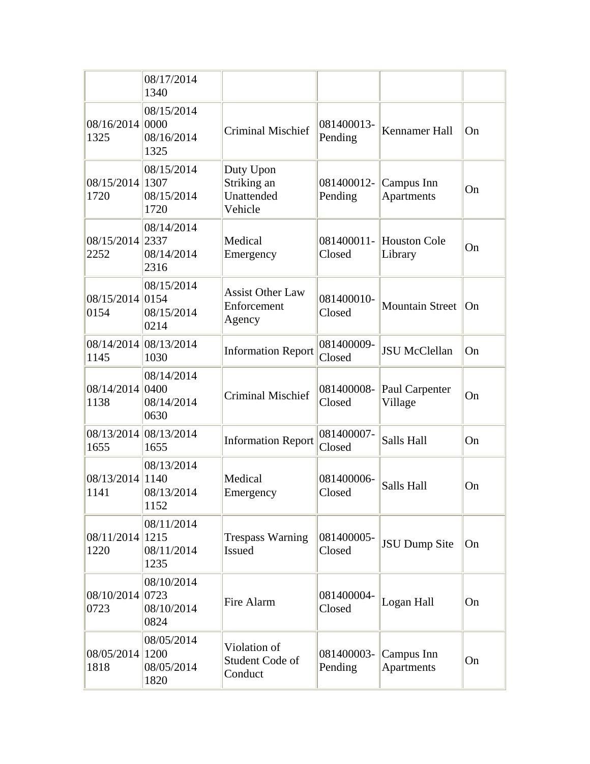|  |  |  |  |  |  |
|---|---|---|---|---|---|
|  | 08/17/2014 1340 |  |  |  |  |
| 08/16/2014 1325 | 08/15/2014 0000 08/16/2014 1325 | Criminal Mischief | 081400013-Pending | Kennamer Hall | On |
| 08/15/2014 1720 | 08/15/2014 1307 08/15/2014 1720 | Duty Upon Striking an Unattended Vehicle | 081400012-Pending | Campus Inn Apartments | On |
| 08/15/2014 2252 | 08/14/2014 2337 08/14/2014 2316 | Medical Emergency | 081400011-Closed | Houston Cole Library | On |
| 08/15/2014 0154 | 08/15/2014 0154 08/15/2014 0214 | Assist Other Law Enforcement Agency | 081400010-Closed | Mountain Street | On |
| 08/14/2014 1145 | 08/13/2014 1030 | Information Report | 081400009-Closed | JSU McClellan | On |
| 08/14/2014 1138 | 08/14/2014 0400 08/14/2014 0630 | Criminal Mischief | 081400008-Closed | Paul Carpenter Village | On |
| 08/13/2014 1655 | 08/13/2014 1655 | Information Report | 081400007-Closed | Salls Hall | On |
| 08/13/2014 1141 | 08/13/2014 1140 08/13/2014 1152 | Medical Emergency | 081400006-Closed | Salls Hall | On |
| 08/11/2014 1220 | 08/11/2014 1215 08/11/2014 1235 | Trespass Warning Issued | 081400005-Closed | JSU Dump Site | On |
| 08/10/2014 0723 | 08/10/2014 0723 08/10/2014 0824 | Fire Alarm | 081400004-Closed | Logan Hall | On |
| 08/05/2014 1818 | 08/05/2014 1200 08/05/2014 1820 | Violation of Student Code of Conduct | 081400003-Pending | Campus Inn Apartments | On |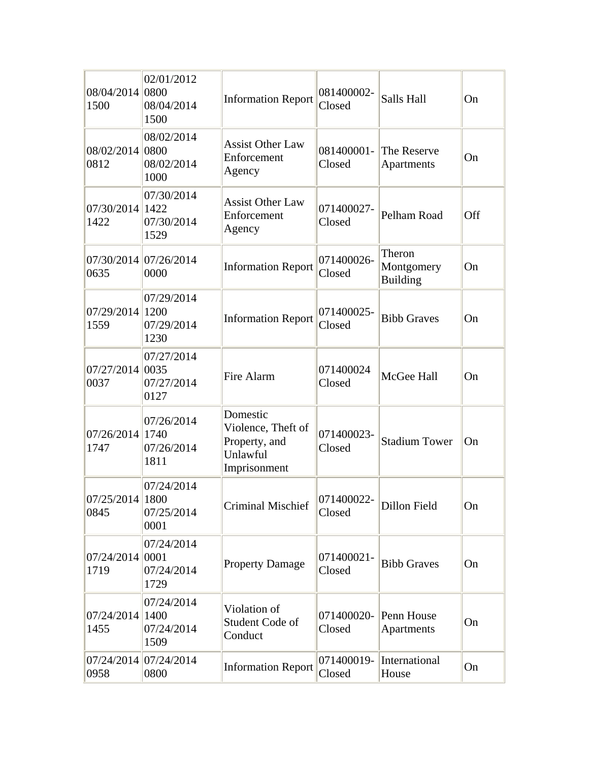| | | | | | |
|---|---|---|---|---|---|
| 08/04/2014 1500 | 02/01/2012 0800 08/04/2014 1500 | Information Report | 081400002- Closed | Salls Hall | On |
| 08/02/2014 0812 | 08/02/2014 0800 08/02/2014 1000 | Assist Other Law Enforcement Agency | 081400001- Closed | The Reserve Apartments | On |
| 07/30/2014 1422 | 07/30/2014 1422 07/30/2014 1529 | Assist Other Law Enforcement Agency | 071400027- Closed | Pelham Road | Off |
| 07/30/2014 0635 | 07/26/2014 0000 | Information Report | 071400026- Closed | Theron Montgomery Building | On |
| 07/29/2014 1559 | 07/29/2014 1200 07/29/2014 1230 | Information Report | 071400025- Closed | Bibb Graves | On |
| 07/27/2014 0037 | 07/27/2014 0035 07/27/2014 0127 | Fire Alarm | 071400024 Closed | McGee Hall | On |
| 07/26/2014 1747 | 07/26/2014 1740 07/26/2014 1811 | Domestic Violence, Theft of Property, and Unlawful Imprisonment | 071400023- Closed | Stadium Tower | On |
| 07/25/2014 0845 | 07/24/2014 1800 07/25/2014 0001 | Criminal Mischief | 071400022- Closed | Dillon Field | On |
| 07/24/2014 1719 | 07/24/2014 0001 07/24/2014 1729 | Property Damage | 071400021- Closed | Bibb Graves | On |
| 07/24/2014 1455 | 07/24/2014 1400 07/24/2014 1509 | Violation of Student Code of Conduct | 071400020- Closed | Penn House Apartments | On |
| 07/24/2014 0958 | 07/24/2014 0800 | Information Report | 071400019- Closed | International House | On |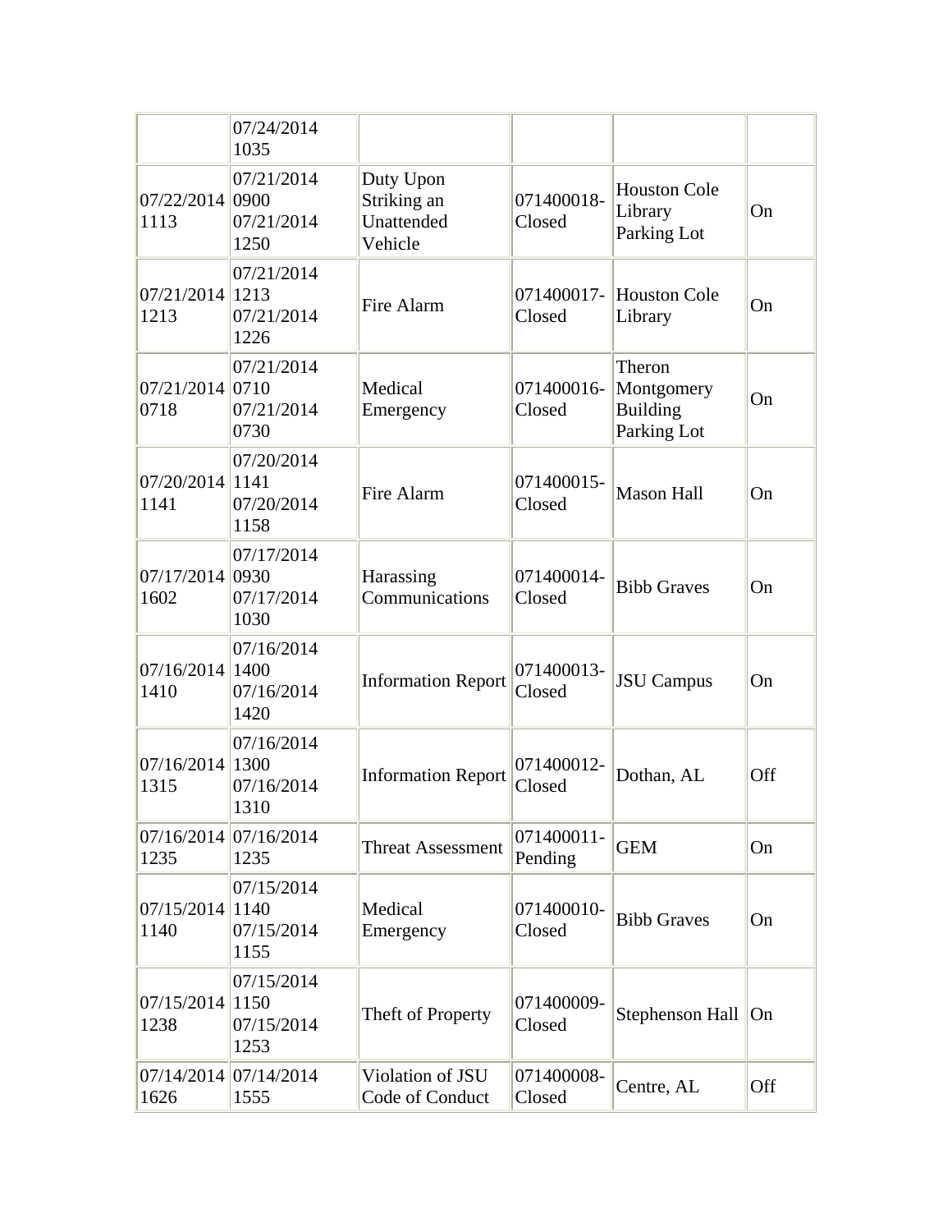| | | | | | |
|---|---|---|---|---|---|
| | 07/24/2014 1035 | | | | |
| 07/22/2014 1113 | 07/21/2014 0900 07/21/2014 1250 | Duty Upon Striking an Unattended Vehicle | 071400018-Closed | Houston Cole Library Parking Lot | On |
| 07/21/2014 1213 | 07/21/2014 1213 07/21/2014 1226 | Fire Alarm | 071400017-Closed | Houston Cole Library | On |
| 07/21/2014 0718 | 07/21/2014 0710 07/21/2014 0730 | Medical Emergency | 071400016-Closed | Theron Montgomery Building Parking Lot | On |
| 07/20/2014 1141 | 07/20/2014 1141 07/20/2014 1158 | Fire Alarm | 071400015-Closed | Mason Hall | On |
| 07/17/2014 1602 | 07/17/2014 0930 07/17/2014 1030 | Harassing Communications | 071400014-Closed | Bibb Graves | On |
| 07/16/2014 1410 | 07/16/2014 1400 07/16/2014 1420 | Information Report | 071400013-Closed | JSU Campus | On |
| 07/16/2014 1315 | 07/16/2014 1300 07/16/2014 1310 | Information Report | 071400012-Closed | Dothan, AL | Off |
| 07/16/2014 1235 | 07/16/2014 1235 | Threat Assessment | 071400011-Pending | GEM | On |
| 07/15/2014 1140 | 07/15/2014 1140 07/15/2014 1155 | Medical Emergency | 071400010-Closed | Bibb Graves | On |
| 07/15/2014 1238 | 07/15/2014 1150 07/15/2014 1253 | Theft of Property | 071400009-Closed | Stephenson Hall | On |
| 07/14/2014 1626 | 07/14/2014 1555 | Violation of JSU Code of Conduct | 071400008-Closed | Centre, AL | Off |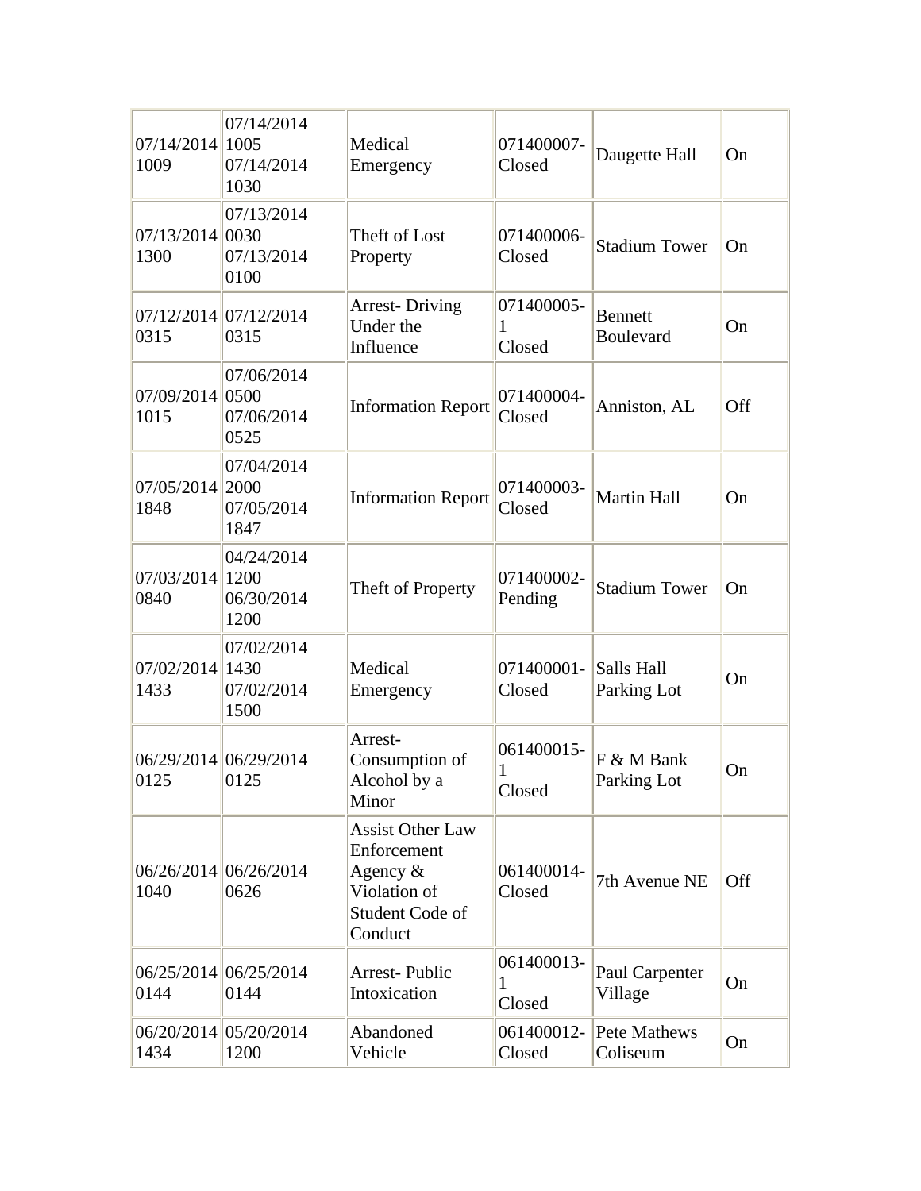| | | | | | |
|---|---|---|---|---|---|
| 07/14/2014 1009 | 07/14/2014 1005 07/14/2014 1030 | Medical Emergency | 071400007- Closed | Daugette Hall | On |
| 07/13/2014 1300 | 07/13/2014 0030 07/13/2014 0100 | Theft of Lost Property | 071400006- Closed | Stadium Tower | On |
| 07/12/2014 0315 | 07/12/2014 0315 | Arrest- Driving Under the Influence | 071400005- 1 Closed | Bennett Boulevard | On |
| 07/09/2014 1015 | 07/06/2014 0500 07/06/2014 0525 | Information Report | 071400004- Closed | Anniston, AL | Off |
| 07/05/2014 1848 | 07/04/2014 2000 07/05/2014 1847 | Information Report | 071400003- Closed | Martin Hall | On |
| 07/03/2014 0840 | 04/24/2014 1200 06/30/2014 1200 | Theft of Property | 071400002- Pending | Stadium Tower | On |
| 07/02/2014 1433 | 07/02/2014 1430 07/02/2014 1500 | Medical Emergency | 071400001- Closed | Salls Hall Parking Lot | On |
| 06/29/2014 0125 | 06/29/2014 0125 | Arrest- Consumption of Alcohol by a Minor | 061400015- 1 Closed | F & M Bank Parking Lot | On |
| 06/26/2014 1040 | 06/26/2014 0626 | Assist Other Law Enforcement Agency & Violation of Student Code of Conduct | 061400014- Closed | 7th Avenue NE | Off |
| 06/25/2014 0144 | 06/25/2014 0144 | Arrest- Public Intoxication | 061400013- 1 Closed | Paul Carpenter Village | On |
| 06/20/2014 1434 | 05/20/2014 1200 | Abandoned Vehicle | 061400012- Closed | Pete Mathews Coliseum | On |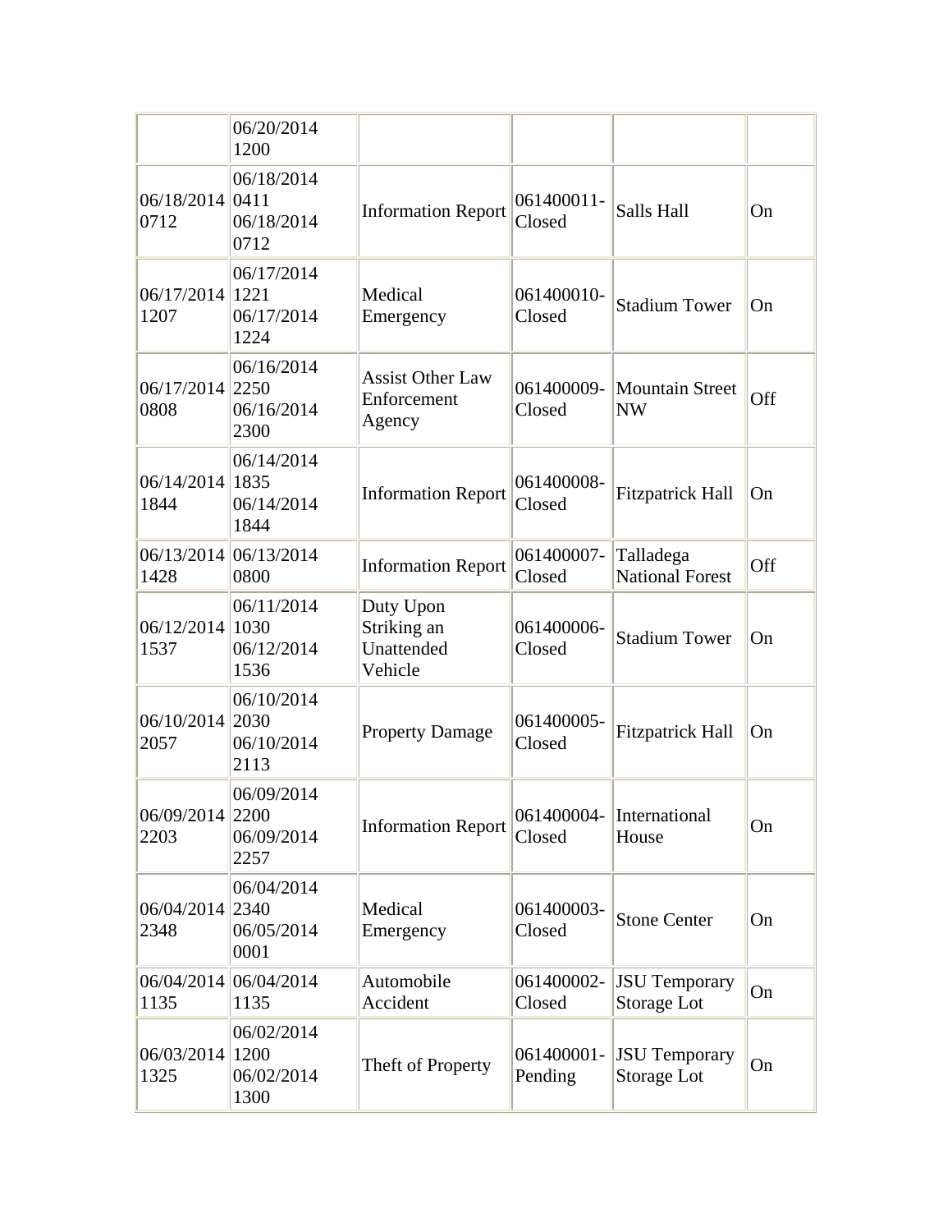| | | | | | |
|---|---|---|---|---|---|
| | 06/20/2014 1200 | | | | |
| 06/18/2014 0712 | 06/18/2014 0411 06/18/2014 0712 | Information Report | 061400011-Closed | Salls Hall | On |
| 06/17/2014 1207 | 06/17/2014 1221 06/17/2014 1224 | Medical Emergency | 061400010-Closed | Stadium Tower | On |
| 06/17/2014 0808 | 06/16/2014 2250 06/16/2014 2300 | Assist Other Law Enforcement Agency | 061400009-Closed | Mountain Street NW | Off |
| 06/14/2014 1844 | 06/14/2014 1835 06/14/2014 1844 | Information Report | 061400008-Closed | Fitzpatrick Hall | On |
| 06/13/2014 1428 | 06/13/2014 0800 | Information Report | 061400007-Closed | Talladega National Forest | Off |
| 06/12/2014 1537 | 06/11/2014 1030 06/12/2014 1536 | Duty Upon Striking an Unattended Vehicle | 061400006-Closed | Stadium Tower | On |
| 06/10/2014 2057 | 06/10/2014 2030 06/10/2014 2113 | Property Damage | 061400005-Closed | Fitzpatrick Hall | On |
| 06/09/2014 2203 | 06/09/2014 2200 06/09/2014 2257 | Information Report | 061400004-Closed | International House | On |
| 06/04/2014 2348 | 06/04/2014 2340 06/05/2014 0001 | Medical Emergency | 061400003-Closed | Stone Center | On |
| 06/04/2014 1135 | 06/04/2014 1135 | Automobile Accident | 061400002-Closed | JSU Temporary Storage Lot | On |
| 06/03/2014 1325 | 06/02/2014 1200 06/02/2014 1300 | Theft of Property | 061400001-Pending | JSU Temporary Storage Lot | On |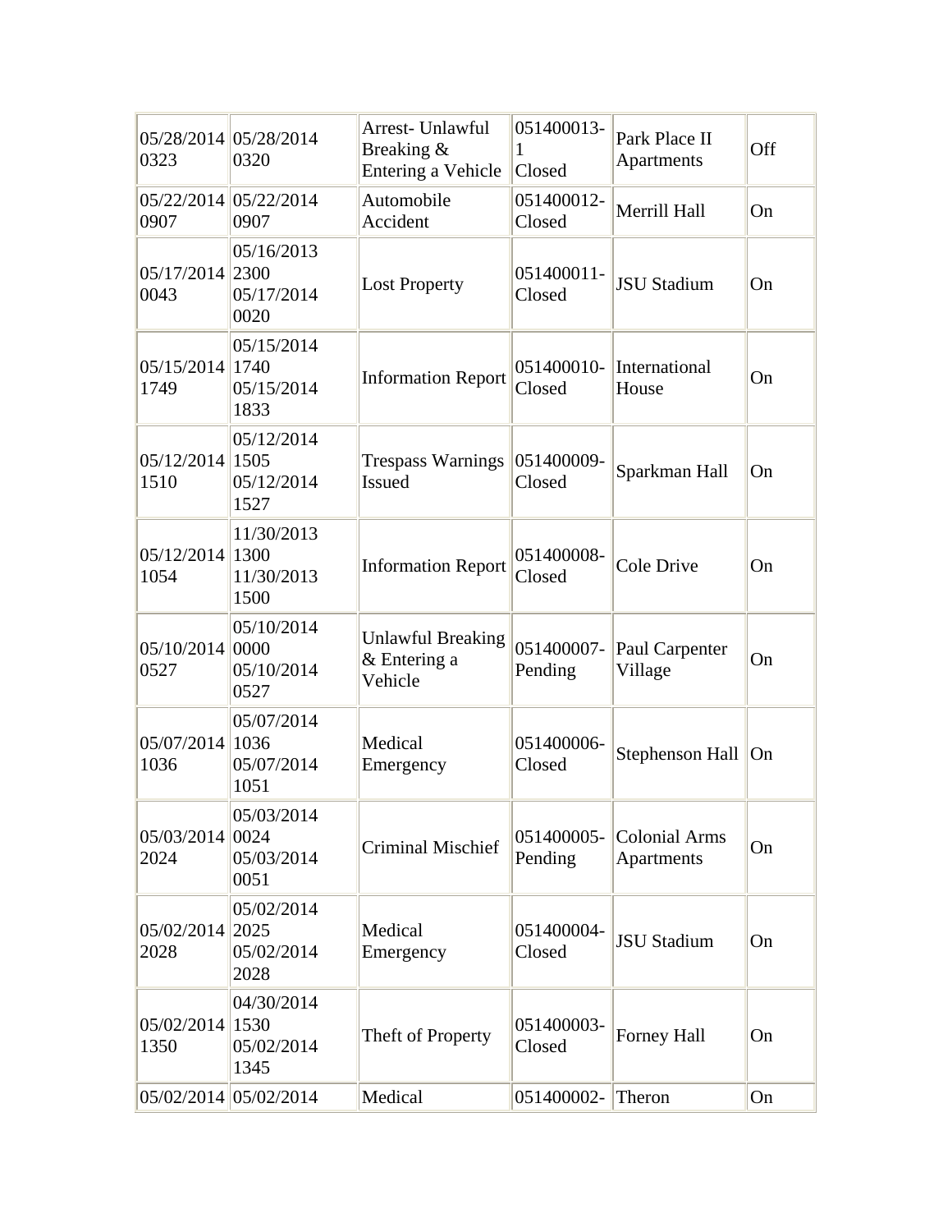| | | | | | |
|---|---|---|---|---|---|
| 05/28/2014 0323 | 05/28/2014 0320 | Arrest- Unlawful Breaking & Entering a Vehicle | 051400013-1 Closed | Park Place II Apartments | Off |
| 05/22/2014 0907 | 05/22/2014 0907 | Automobile Accident | 051400012-Closed | Merrill Hall | On |
| 05/17/2014 0043 | 05/16/2013 2300 05/17/2014 0020 | Lost Property | 051400011-Closed | JSU Stadium | On |
| 05/15/2014 1749 | 05/15/2014 1740 05/15/2014 1833 | Information Report | 051400010-Closed | International House | On |
| 05/12/2014 1510 | 05/12/2014 1505 05/12/2014 1527 | Trespass Warnings Issued | 051400009-Closed | Sparkman Hall | On |
| 05/12/2014 1054 | 11/30/2013 1300 11/30/2013 1500 | Information Report | 051400008-Closed | Cole Drive | On |
| 05/10/2014 0527 | 05/10/2014 0000 05/10/2014 0527 | Unlawful Breaking & Entering a Vehicle | 051400007-Pending | Paul Carpenter Village | On |
| 05/07/2014 1036 | 05/07/2014 1036 05/07/2014 1051 | Medical Emergency | 051400006-Closed | Stephenson Hall | On |
| 05/03/2014 2024 | 05/03/2014 0024 05/03/2014 0051 | Criminal Mischief | 051400005-Pending | Colonial Arms Apartments | On |
| 05/02/2014 2028 | 05/02/2014 2025 05/02/2014 2028 | Medical Emergency | 051400004-Closed | JSU Stadium | On |
| 05/02/2014 1350 | 04/30/2014 1530 05/02/2014 1345 | Theft of Property | 051400003-Closed | Forney Hall | On |
| 05/02/2014 | 05/02/2014 | Medical | 051400002- | Theron | On |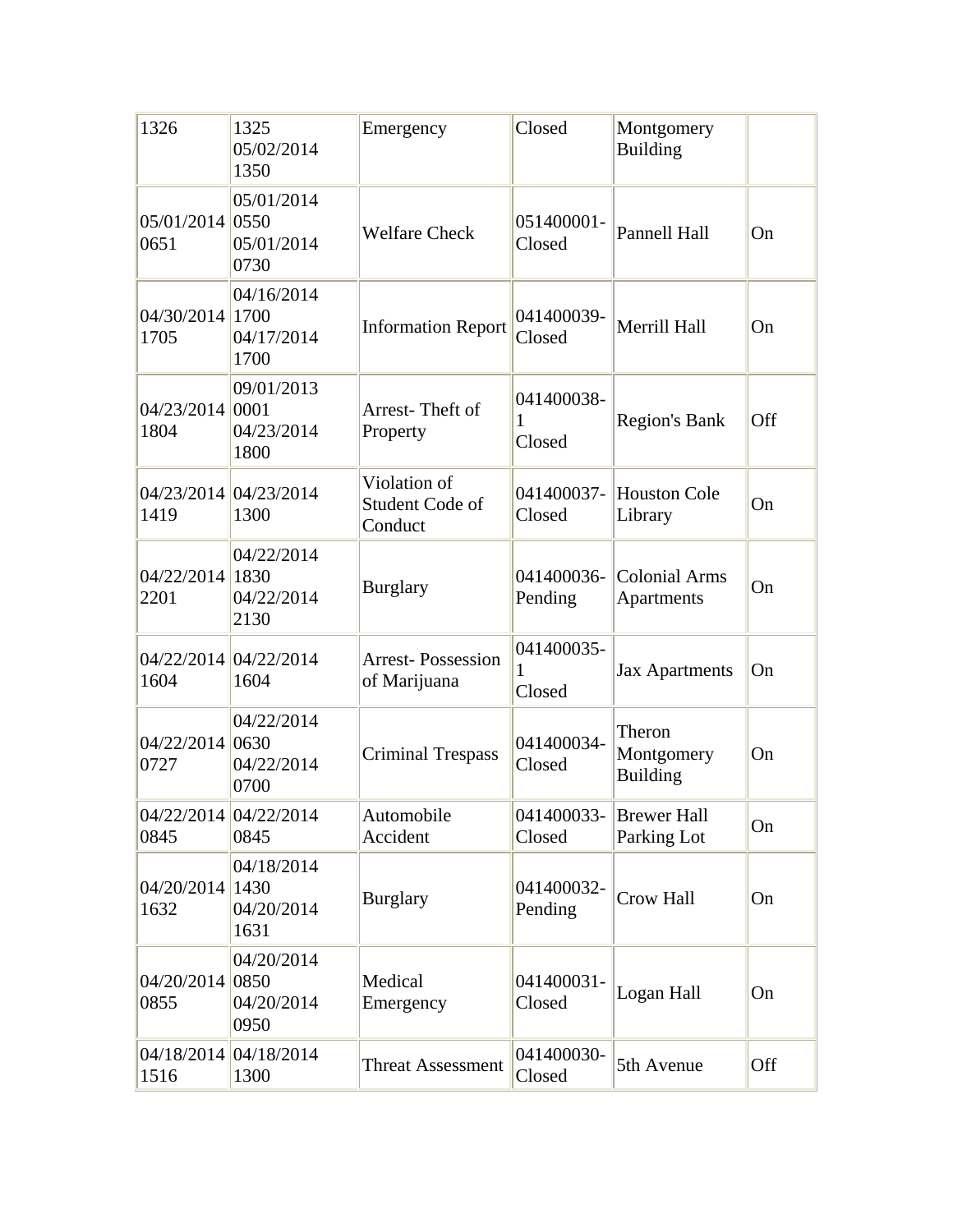| | | | | | |
|---|---|---|---|---|---|
| 1326 | 1325 05/02/2014 1350 | Emergency | Closed | Montgomery Building | |
| 05/01/2014 0651 | 05/01/2014 0550 05/01/2014 0730 | Welfare Check | 051400001-Closed | Pannell Hall | On |
| 04/30/2014 1705 | 04/16/2014 1700 04/17/2014 1700 | Information Report | 041400039-Closed | Merrill Hall | On |
| 04/23/2014 1804 | 09/01/2013 0001 04/23/2014 1800 | Arrest- Theft of Property | 041400038-1 Closed | Region's Bank | Off |
| 04/23/2014 1419 | 04/23/2014 1300 | Violation of Student Code of Conduct | 041400037-Closed | Houston Cole Library | On |
| 04/22/2014 2201 | 04/22/2014 1830 04/22/2014 2130 | Burglary | 041400036-Pending | Colonial Arms Apartments | On |
| 04/22/2014 1604 | 04/22/2014 1604 | Arrest- Possession of Marijuana | 041400035-1 Closed | Jax Apartments | On |
| 04/22/2014 0727 | 04/22/2014 0630 04/22/2014 0700 | Criminal Trespass | 041400034-Closed | Theron Montgomery Building | On |
| 04/22/2014 0845 | 04/22/2014 0845 | Automobile Accident | 041400033-Closed | Brewer Hall Parking Lot | On |
| 04/20/2014 1632 | 04/18/2014 1430 04/20/2014 1631 | Burglary | 041400032-Pending | Crow Hall | On |
| 04/20/2014 0855 | 04/20/2014 0850 04/20/2014 0950 | Medical Emergency | 041400031-Closed | Logan Hall | On |
| 04/18/2014 1516 | 04/18/2014 1300 | Threat Assessment | 041400030-Closed | 5th Avenue | Off |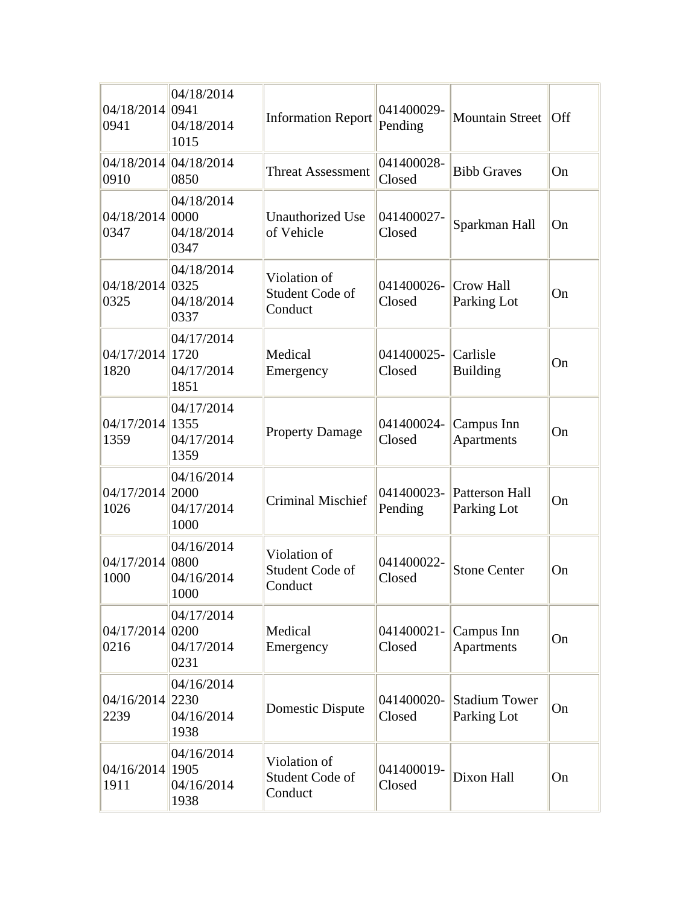| | | | | | |
|---|---|---|---|---|---|
| 04/18/2014 0941 | 04/18/2014 0941 04/18/2014 1015 | Information Report | 041400029-Pending | Mountain Street | Off |
| 04/18/2014 0910 | 04/18/2014 0850 | Threat Assessment | 041400028-Closed | Bibb Graves | On |
| 04/18/2014 0347 | 04/18/2014 0000 04/18/2014 0347 | Unauthorized Use of Vehicle | 041400027-Closed | Sparkman Hall | On |
| 04/18/2014 0325 | 04/18/2014 0325 04/18/2014 0337 | Violation of Student Code of Conduct | 041400026-Closed | Crow Hall Parking Lot | On |
| 04/17/2014 1820 | 04/17/2014 1720 04/17/2014 1851 | Medical Emergency | 041400025-Closed | Carlisle Building | On |
| 04/17/2014 1359 | 04/17/2014 1355 04/17/2014 1359 | Property Damage | 041400024-Closed | Campus Inn Apartments | On |
| 04/17/2014 1026 | 04/16/2014 2000 04/17/2014 1000 | Criminal Mischief | 041400023-Pending | Patterson Hall Parking Lot | On |
| 04/17/2014 1000 | 04/16/2014 0800 04/16/2014 1000 | Violation of Student Code of Conduct | 041400022-Closed | Stone Center | On |
| 04/17/2014 0216 | 04/17/2014 0200 04/17/2014 0231 | Medical Emergency | 041400021-Closed | Campus Inn Apartments | On |
| 04/16/2014 2239 | 04/16/2014 2230 04/16/2014 1938 | Domestic Dispute | 041400020-Closed | Stadium Tower Parking Lot | On |
| 04/16/2014 1911 | 04/16/2014 1905 04/16/2014 1938 | Violation of Student Code of Conduct | 041400019-Closed | Dixon Hall | On |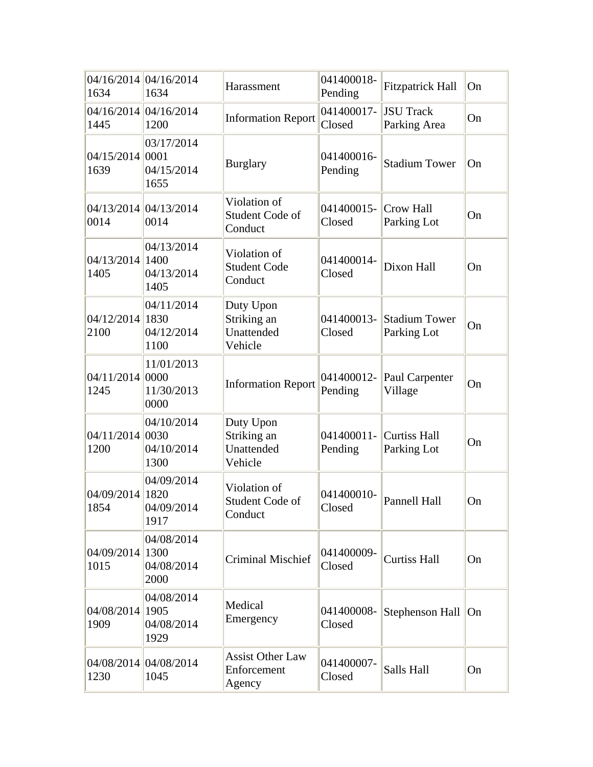| | | | | | |
|---|---|---|---|---|---|
| 04/16/2014 1634 | 04/16/2014 1634 | Harassment | 041400018-Pending | Fitzpatrick Hall | On |
| 04/16/2014 1445 | 04/16/2014 1200 | Information Report | 041400017-Closed | JSU Track Parking Area | On |
| 04/15/2014 1639 | 03/17/2014 0001 04/15/2014 1655 | Burglary | 041400016-Pending | Stadium Tower | On |
| 04/13/2014 0014 | 04/13/2014 0014 | Violation of Student Code of Conduct | 041400015-Closed | Crow Hall Parking Lot | On |
| 04/13/2014 1405 | 04/13/2014 1400 04/13/2014 1405 | Violation of Student Code Conduct | 041400014-Closed | Dixon Hall | On |
| 04/12/2014 2100 | 04/11/2014 1830 04/12/2014 1100 | Duty Upon Striking an Unattended Vehicle | 041400013-Closed | Stadium Tower Parking Lot | On |
| 04/11/2014 1245 | 11/01/2013 0000 11/30/2013 0000 | Information Report | 041400012-Pending | Paul Carpenter Village | On |
| 04/11/2014 1200 | 04/10/2014 0030 04/10/2014 1300 | Duty Upon Striking an Unattended Vehicle | 041400011-Pending | Curtiss Hall Parking Lot | On |
| 04/09/2014 1854 | 04/09/2014 1820 04/09/2014 1917 | Violation of Student Code of Conduct | 041400010-Closed | Pannell Hall | On |
| 04/09/2014 1015 | 04/08/2014 1300 04/08/2014 2000 | Criminal Mischief | 041400009-Closed | Curtiss Hall | On |
| 04/08/2014 1909 | 04/08/2014 1905 04/08/2014 1929 | Medical Emergency | 041400008-Closed | Stephenson Hall | On |
| 04/08/2014 1230 | 04/08/2014 1045 | Assist Other Law Enforcement Agency | 041400007-Closed | Salls Hall | On |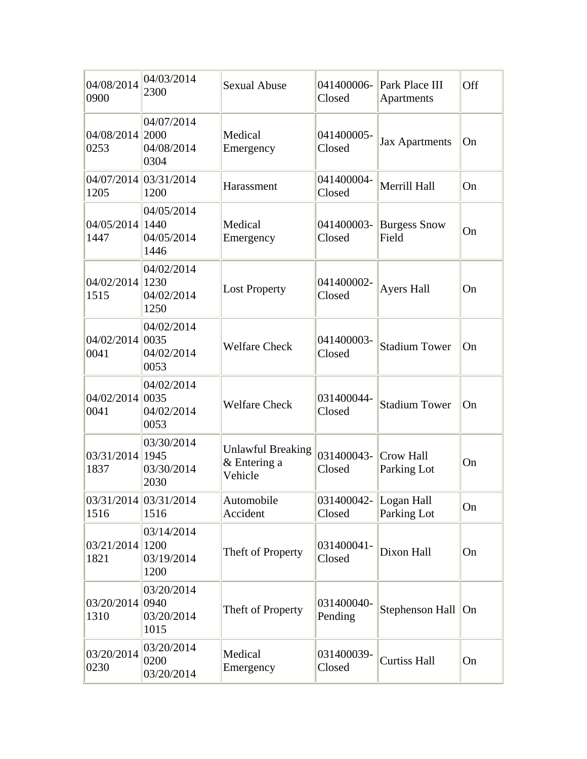| | | | | | |
|---|---|---|---|---|---|
| 04/08/2014 0900 | 04/03/2014 2300 | Sexual Abuse | 041400006-Closed | Park Place III Apartments | Off |
| 04/08/2014 0253 | 04/07/2014 2000 04/08/2014 0304 | Medical Emergency | 041400005-Closed | Jax Apartments | On |
| 04/07/2014 1205 | 03/31/2014 1200 | Harassment | 041400004-Closed | Merrill Hall | On |
| 04/05/2014 1447 | 04/05/2014 1440 04/05/2014 1446 | Medical Emergency | 041400003-Closed | Burgess Snow Field | On |
| 04/02/2014 1515 | 04/02/2014 1230 04/02/2014 1250 | Lost Property | 041400002-Closed | Ayers Hall | On |
| 04/02/2014 0041 | 04/02/2014 0035 04/02/2014 0053 | Welfare Check | 041400003-Closed | Stadium Tower | On |
| 04/02/2014 0041 | 04/02/2014 0035 04/02/2014 0053 | Welfare Check | 031400044-Closed | Stadium Tower | On |
| 03/31/2014 1837 | 03/30/2014 1945 03/30/2014 2030 | Unlawful Breaking & Entering a Vehicle | 031400043-Closed | Crow Hall Parking Lot | On |
| 03/31/2014 1516 | 03/31/2014 1516 | Automobile Accident | 031400042-Closed | Logan Hall Parking Lot | On |
| 03/21/2014 1821 | 03/14/2014 1200 03/19/2014 1200 | Theft of Property | 031400041-Closed | Dixon Hall | On |
| 03/20/2014 1310 | 03/20/2014 0940 03/20/2014 1015 | Theft of Property | 031400040-Pending | Stephenson Hall | On |
| 03/20/2014 0230 | 03/20/2014 0200 03/20/2014 | Medical Emergency | 031400039-Closed | Curtiss Hall | On |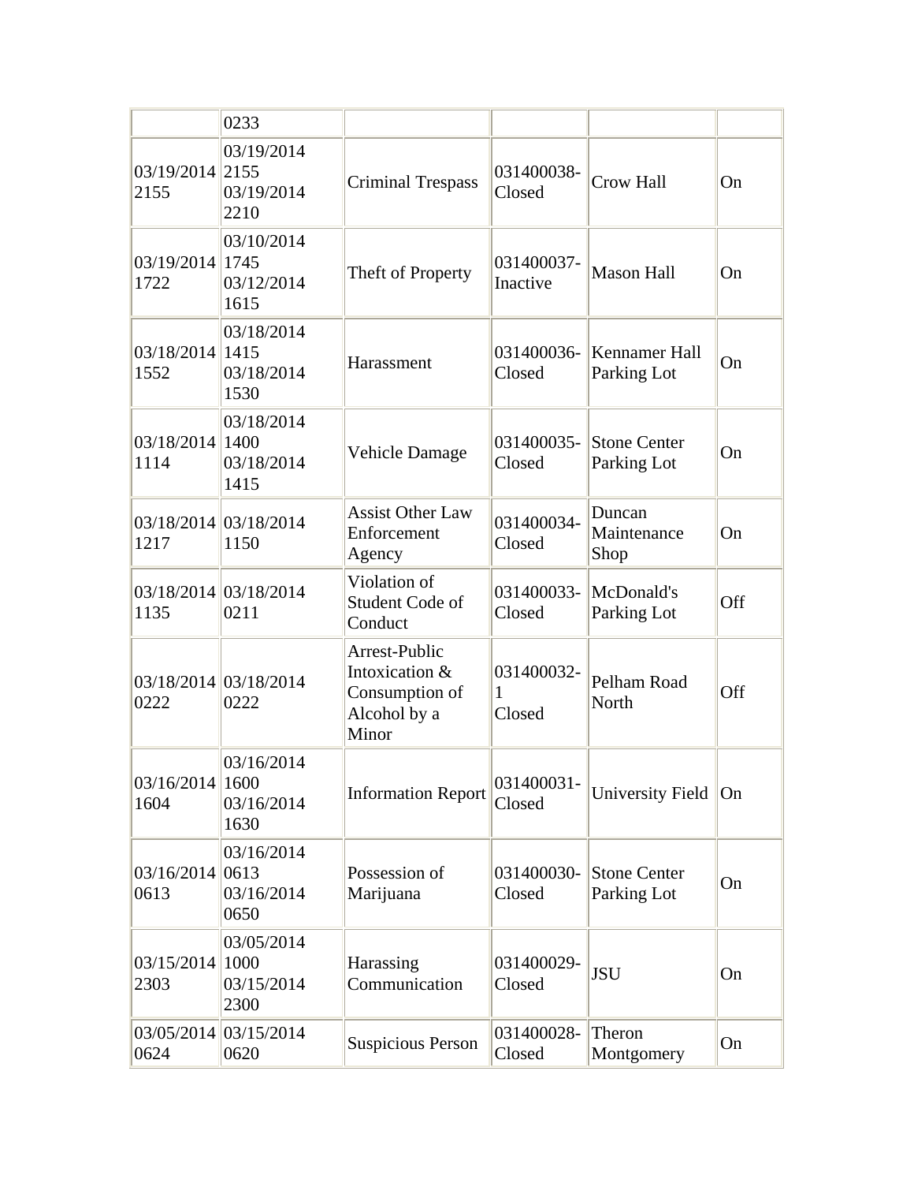|  |  |  |  |  |  |
|---|---|---|---|---|---|
|  | 0233 |  |  |  |  |
| 03/19/2014 2155 | 03/19/2014 2155 03/19/2014 2210 | Criminal Trespass | 031400038-Closed | Crow Hall | On |
| 03/19/2014 1722 | 03/10/2014 1745 03/12/2014 1615 | Theft of Property | 031400037-Inactive | Mason Hall | On |
| 03/18/2014 1552 | 03/18/2014 1415 03/18/2014 1530 | Harassment | 031400036-Closed | Kennamer Hall Parking Lot | On |
| 03/18/2014 1114 | 03/18/2014 1400 03/18/2014 1415 | Vehicle Damage | 031400035-Closed | Stone Center Parking Lot | On |
| 03/18/2014 1217 | 03/18/2014 1150 | Assist Other Law Enforcement Agency | 031400034-Closed | Duncan Maintenance Shop | On |
| 03/18/2014 1135 | 03/18/2014 0211 | Violation of Student Code of Conduct | 031400033-Closed | McDonald's Parking Lot | Off |
| 03/18/2014 0222 | 03/18/2014 0222 | Arrest-Public Intoxication & Consumption of Alcohol by a Minor | 031400032-1 Closed | Pelham Road North | Off |
| 03/16/2014 1604 | 03/16/2014 1600 03/16/2014 1630 | Information Report | 031400031-Closed | University Field | On |
| 03/16/2014 0613 | 03/16/2014 0613 03/16/2014 0650 | Possession of Marijuana | 031400030-Closed | Stone Center Parking Lot | On |
| 03/15/2014 2303 | 03/05/2014 1000 03/15/2014 2300 | Harassing Communication | 031400029-Closed | JSU | On |
| 03/05/2014 0624 | 03/15/2014 0620 | Suspicious Person | 031400028-Closed | Theron Montgomery | On |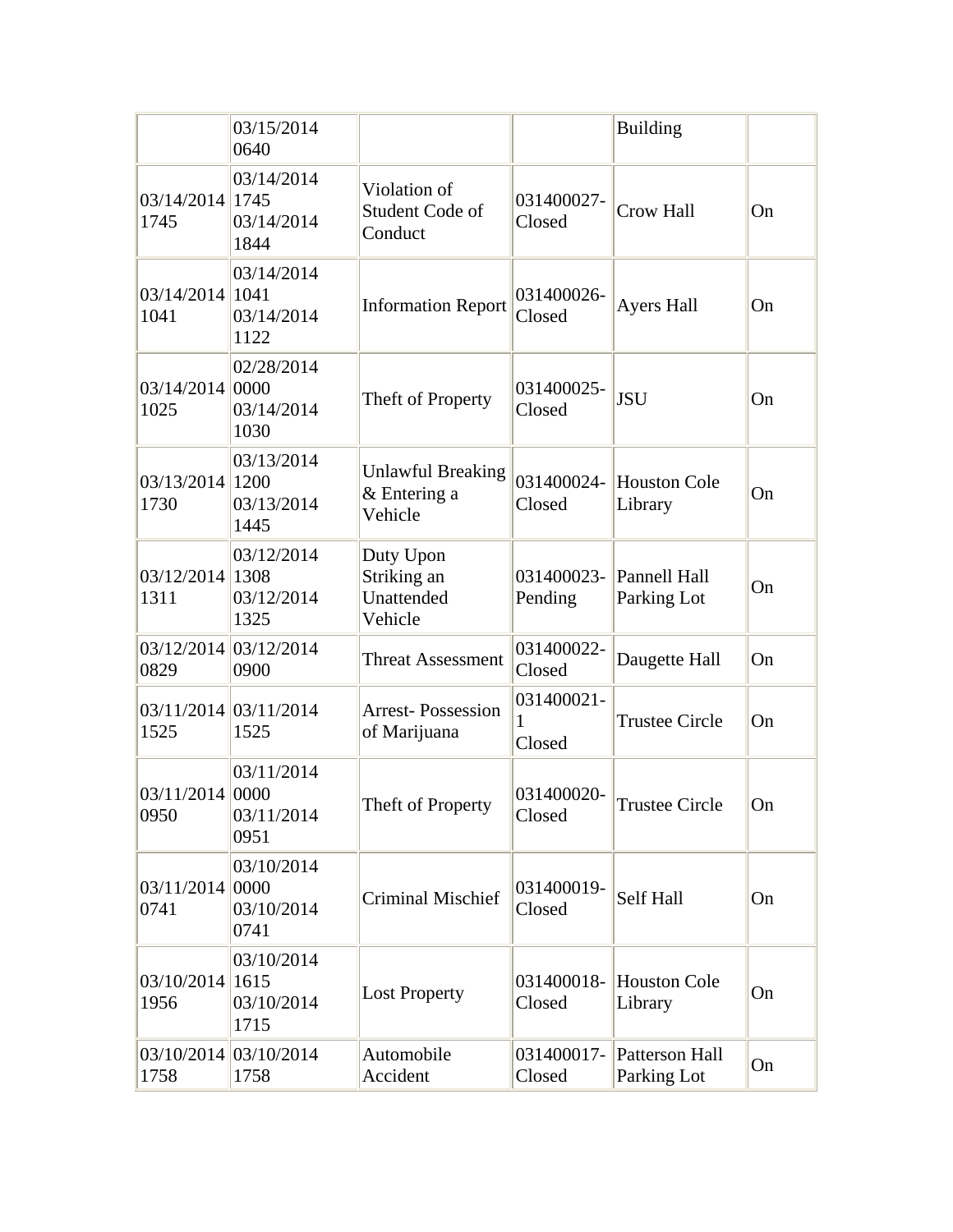|  |  |  |  |  |  |
|---|---|---|---|---|---|
|  | 03/15/2014 0640 |  |  | Building |  |
| 03/14/2014 1745 | 03/14/2014 1745 03/14/2014 1844 | Violation of Student Code of Conduct | 031400027-Closed | Crow Hall | On |
| 03/14/2014 1041 | 03/14/2014 1041 03/14/2014 1122 | Information Report | 031400026-Closed | Ayers Hall | On |
| 03/14/2014 1025 | 02/28/2014 0000 03/14/2014 1030 | Theft of Property | 031400025-Closed | JSU | On |
| 03/13/2014 1730 | 03/13/2014 1200 03/13/2014 1445 | Unlawful Breaking & Entering a Vehicle | 031400024-Closed | Houston Cole Library | On |
| 03/12/2014 1311 | 03/12/2014 1308 03/12/2014 1325 | Duty Upon Striking an Unattended Vehicle | 031400023-Pending | Pannell Hall Parking Lot | On |
| 03/12/2014 0829 | 03/12/2014 0900 | Threat Assessment | 031400022-Closed | Daugette Hall | On |
| 03/11/2014 1525 | 03/11/2014 1525 | Arrest- Possession of Marijuana | 031400021-1 Closed | Trustee Circle | On |
| 03/11/2014 0950 | 03/11/2014 0000 03/11/2014 0951 | Theft of Property | 031400020-Closed | Trustee Circle | On |
| 03/11/2014 0741 | 03/10/2014 0000 03/10/2014 0741 | Criminal Mischief | 031400019-Closed | Self Hall | On |
| 03/10/2014 1956 | 03/10/2014 1615 03/10/2014 1715 | Lost Property | 031400018-Closed | Houston Cole Library | On |
| 03/10/2014 1758 | 03/10/2014 1758 | Automobile Accident | 031400017-Closed | Patterson Hall Parking Lot | On |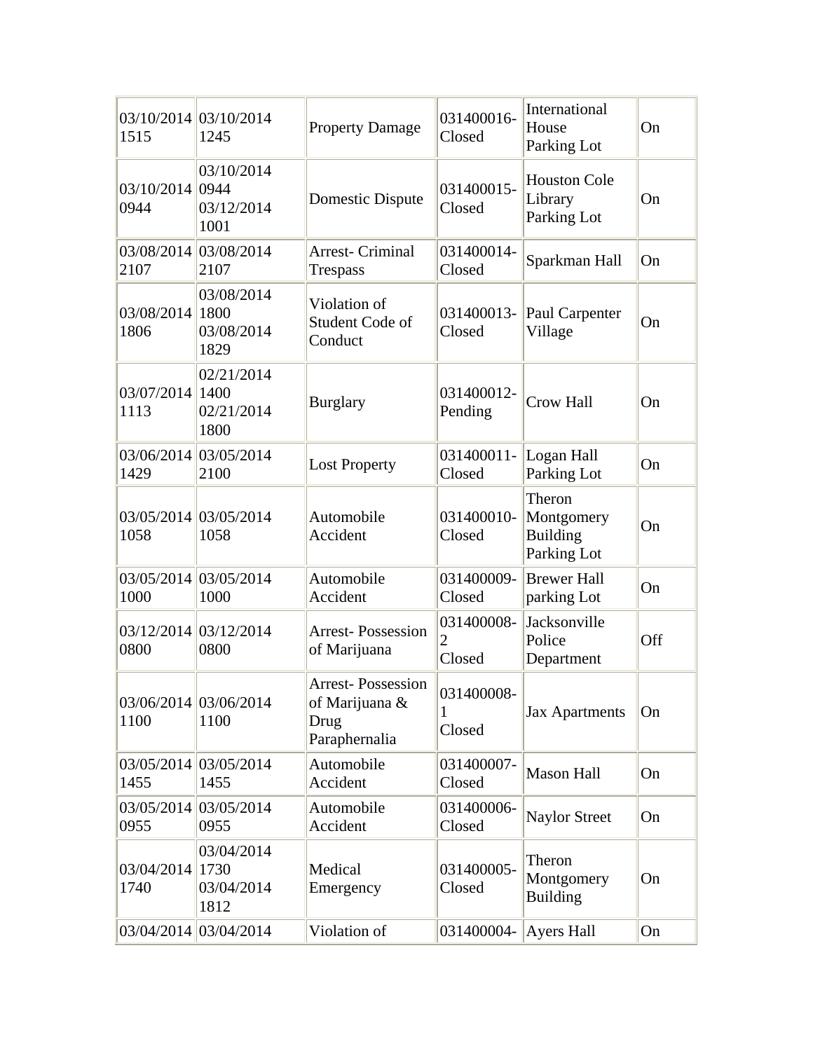| | | | | | |
|---|---|---|---|---|---|
| 03/10/2014 1515 | 03/10/2014 1245 | Property Damage | 031400016-Closed | International House Parking Lot | On |
| 03/10/2014 0944 | 03/10/2014 0944 03/12/2014 1001 | Domestic Dispute | 031400015-Closed | Houston Cole Library Parking Lot | On |
| 03/08/2014 2107 | 03/08/2014 2107 | Arrest- Criminal Trespass | 031400014-Closed | Sparkman Hall | On |
| 03/08/2014 1806 | 03/08/2014 1800 03/08/2014 1829 | Violation of Student Code of Conduct | 031400013-Closed | Paul Carpenter Village | On |
| 03/07/2014 1113 | 02/21/2014 1400 02/21/2014 1800 | Burglary | 031400012-Pending | Crow Hall | On |
| 03/06/2014 1429 | 03/05/2014 2100 | Lost Property | 031400011-Closed | Logan Hall Parking Lot | On |
| 03/05/2014 1058 | 03/05/2014 1058 | Automobile Accident | 031400010-Closed | Theron Montgomery Building Parking Lot | On |
| 03/05/2014 1000 | 03/05/2014 1000 | Automobile Accident | 031400009-Closed | Brewer Hall parking Lot | On |
| 03/12/2014 0800 | 03/12/2014 0800 | Arrest- Possession of Marijuana | 031400008-2 Closed | Jacksonville Police Department | Off |
| 03/06/2014 1100 | 03/06/2014 1100 | Arrest- Possession of Marijuana & Drug Paraphernalia | 031400008-1 Closed | Jax Apartments | On |
| 03/05/2014 1455 | 03/05/2014 1455 | Automobile Accident | 031400007-Closed | Mason Hall | On |
| 03/05/2014 0955 | 03/05/2014 0955 | Automobile Accident | 031400006-Closed | Naylor Street | On |
| 03/04/2014 1740 | 03/04/2014 1730 03/04/2014 1812 | Medical Emergency | 031400005-Closed | Theron Montgomery Building | On |
| 03/04/2014 | 03/04/2014 | Violation of | 031400004- | Ayers Hall | On |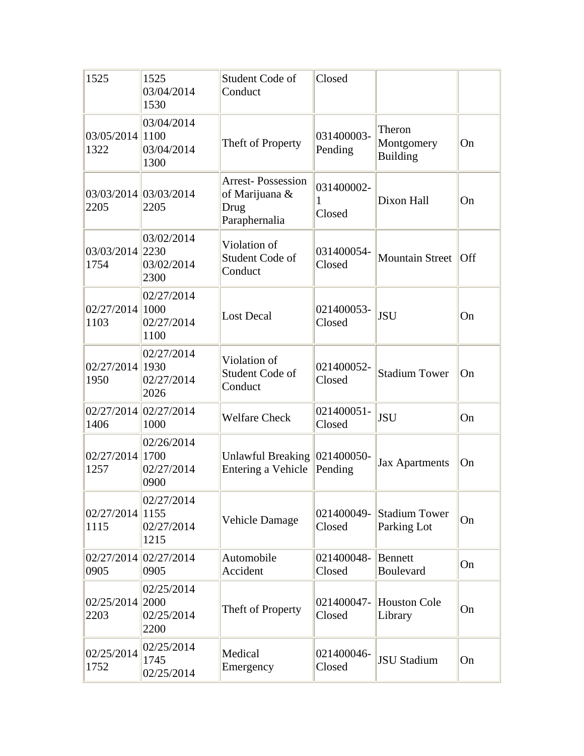| | | | | | |
|---|---|---|---|---|---|
| 1525 | 1525 03/04/2014 1530 | Student Code of Conduct | Closed | | |
| 03/05/2014 1322 | 03/04/2014 1100 03/04/2014 1300 | Theft of Property | 031400003-Pending | Theron Montgomery Building | On |
| 03/03/2014 2205 | 03/03/2014 2205 | Arrest- Possession of Marijuana & Drug Paraphernalia | 031400002-1 Closed | Dixon Hall | On |
| 03/03/2014 1754 | 03/02/2014 2230 03/02/2014 2300 | Violation of Student Code of Conduct | 031400054-Closed | Mountain Street | Off |
| 02/27/2014 1103 | 02/27/2014 1000 02/27/2014 1100 | Lost Decal | 021400053-Closed | JSU | On |
| 02/27/2014 1950 | 02/27/2014 1930 02/27/2014 2026 | Violation of Student Code of Conduct | 021400052-Closed | Stadium Tower | On |
| 02/27/2014 1406 | 02/27/2014 1000 | Welfare Check | 021400051-Closed | JSU | On |
| 02/27/2014 1257 | 02/26/2014 1700 02/27/2014 0900 | Unlawful Breaking Entering a Vehicle | 021400050-Pending | Jax Apartments | On |
| 02/27/2014 1115 | 02/27/2014 1155 02/27/2014 1215 | Vehicle Damage | 021400049-Closed | Stadium Tower Parking Lot | On |
| 02/27/2014 0905 | 02/27/2014 0905 | Automobile Accident | 021400048-Closed | Bennett Boulevard | On |
| 02/25/2014 2203 | 02/25/2014 2000 02/25/2014 2200 | Theft of Property | 021400047-Closed | Houston Cole Library | On |
| 02/25/2014 1752 | 02/25/2014 1745 02/25/2014 | Medical Emergency | 021400046-Closed | JSU Stadium | On |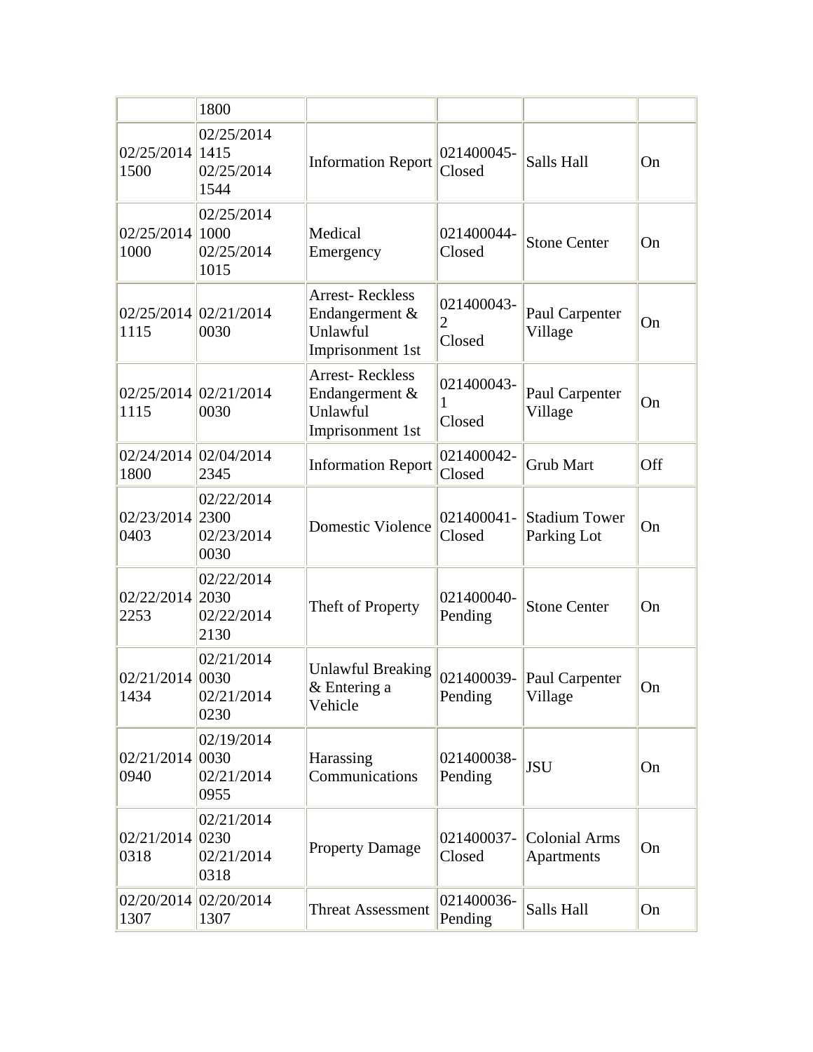| | | | | | |
|---|---|---|---|---|---|
| | 1800 | | | | |
| 02/25/2014 1500 | 02/25/2014 1415 02/25/2014 1544 | Information Report | 021400045-Closed | Salls Hall | On |
| 02/25/2014 1000 | 02/25/2014 1000 02/25/2014 1015 | Medical Emergency | 021400044-Closed | Stone Center | On |
| 02/25/2014 1115 | 02/21/2014 0030 | Arrest- Reckless Endangerment & Unlawful Imprisonment 1st | 021400043-2 Closed | Paul Carpenter Village | On |
| 02/25/2014 1115 | 02/21/2014 0030 | Arrest- Reckless Endangerment & Unlawful Imprisonment 1st | 021400043-1 Closed | Paul Carpenter Village | On |
| 02/24/2014 1800 | 02/04/2014 2345 | Information Report | 021400042-Closed | Grub Mart | Off |
| 02/23/2014 0403 | 02/22/2014 2300 02/23/2014 0030 | Domestic Violence | 021400041-Closed | Stadium Tower Parking Lot | On |
| 02/22/2014 2253 | 02/22/2014 2030 02/22/2014 2130 | Theft of Property | 021400040-Pending | Stone Center | On |
| 02/21/2014 1434 | 02/21/2014 0030 02/21/2014 0230 | Unlawful Breaking & Entering a Vehicle | 021400039-Pending | Paul Carpenter Village | On |
| 02/21/2014 0940 | 02/19/2014 0030 02/21/2014 0955 | Harassing Communications | 021400038-Pending | JSU | On |
| 02/21/2014 0318 | 02/21/2014 0230 02/21/2014 0318 | Property Damage | 021400037-Closed | Colonial Arms Apartments | On |
| 02/20/2014 1307 | 02/20/2014 1307 | Threat Assessment | 021400036-Pending | Salls Hall | On |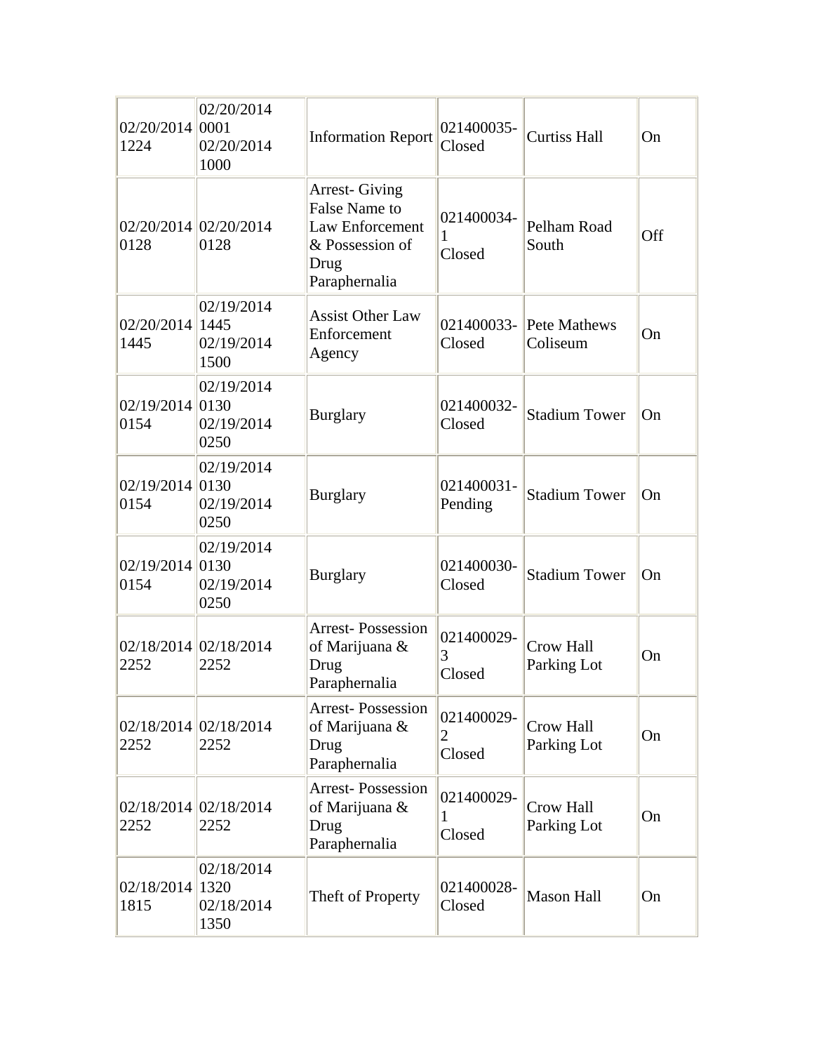| | | | | | |
|---|---|---|---|---|---|
| 02/20/2014 1224 | 02/20/2014 0001 02/20/2014 1000 | Information Report | 021400035-Closed | Curtiss Hall | On |
| 02/20/2014 0128 | 02/20/2014 0128 | Arrest- Giving False Name to Law Enforcement & Possession of Drug Paraphernalia | 021400034-1 Closed | Pelham Road South | Off |
| 02/20/2014 1445 | 02/19/2014 1445 02/19/2014 1500 | Assist Other Law Enforcement Agency | 021400033-Closed | Pete Mathews Coliseum | On |
| 02/19/2014 0154 | 02/19/2014 0130 02/19/2014 0250 | Burglary | 021400032-Closed | Stadium Tower | On |
| 02/19/2014 0154 | 02/19/2014 0130 02/19/2014 0250 | Burglary | 021400031-Pending | Stadium Tower | On |
| 02/19/2014 0154 | 02/19/2014 0130 02/19/2014 0250 | Burglary | 021400030-Closed | Stadium Tower | On |
| 02/18/2014 2252 | 02/18/2014 2252 | Arrest- Possession of Marijuana & Drug Paraphernalia | 021400029-3 Closed | Crow Hall Parking Lot | On |
| 02/18/2014 2252 | 02/18/2014 2252 | Arrest- Possession of Marijuana & Drug Paraphernalia | 021400029-2 Closed | Crow Hall Parking Lot | On |
| 02/18/2014 2252 | 02/18/2014 2252 | Arrest- Possession of Marijuana & Drug Paraphernalia | 021400029-1 Closed | Crow Hall Parking Lot | On |
| 02/18/2014 1815 | 02/18/2014 1320 02/18/2014 1350 | Theft of Property | 021400028-Closed | Mason Hall | On |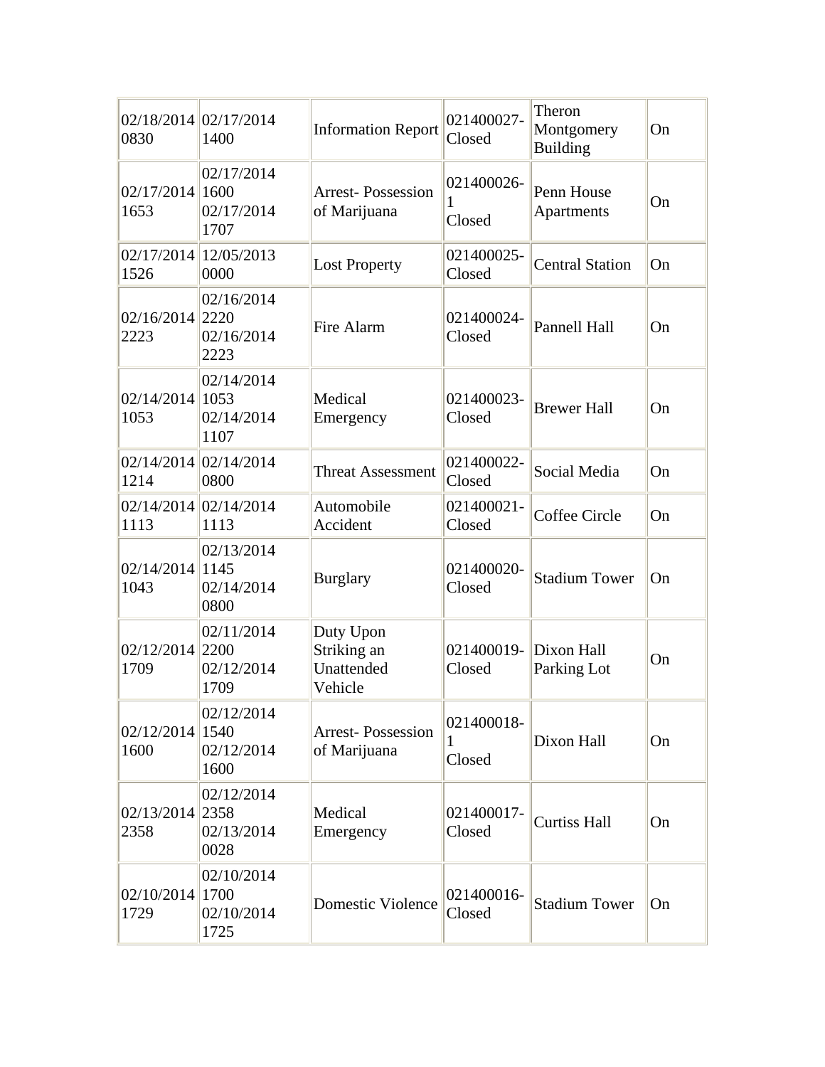| | | | | | |
|---|---|---|---|---|---|
| 02/18/2014 0830 | 02/17/2014 1400 | Information Report | 021400027-Closed | Theron Montgomery Building | On |
| 02/17/2014 1653 | 02/17/2014 1600 02/17/2014 1707 | Arrest- Possession of Marijuana | 021400026-1 Closed | Penn House Apartments | On |
| 02/17/2014 1526 | 12/05/2013 0000 | Lost Property | 021400025-Closed | Central Station | On |
| 02/16/2014 2223 | 02/16/2014 2220 02/16/2014 2223 | Fire Alarm | 021400024-Closed | Pannell Hall | On |
| 02/14/2014 1053 | 02/14/2014 1053 02/14/2014 1107 | Medical Emergency | 021400023-Closed | Brewer Hall | On |
| 02/14/2014 1214 | 02/14/2014 0800 | Threat Assessment | 021400022-Closed | Social Media | On |
| 02/14/2014 1113 | 02/14/2014 1113 | Automobile Accident | 021400021-Closed | Coffee Circle | On |
| 02/14/2014 1043 | 02/13/2014 1145 02/14/2014 0800 | Burglary | 021400020-Closed | Stadium Tower | On |
| 02/12/2014 1709 | 02/11/2014 2200 02/12/2014 1709 | Duty Upon Striking an Unattended Vehicle | 021400019-Closed | Dixon Hall Parking Lot | On |
| 02/12/2014 1600 | 02/12/2014 1540 02/12/2014 1600 | Arrest- Possession of Marijuana | 021400018-1 Closed | Dixon Hall | On |
| 02/13/2014 2358 | 02/12/2014 2358 02/13/2014 0028 | Medical Emergency | 021400017-Closed | Curtiss Hall | On |
| 02/10/2014 1729 | 02/10/2014 1700 02/10/2014 1725 | Domestic Violence | 021400016-Closed | Stadium Tower | On |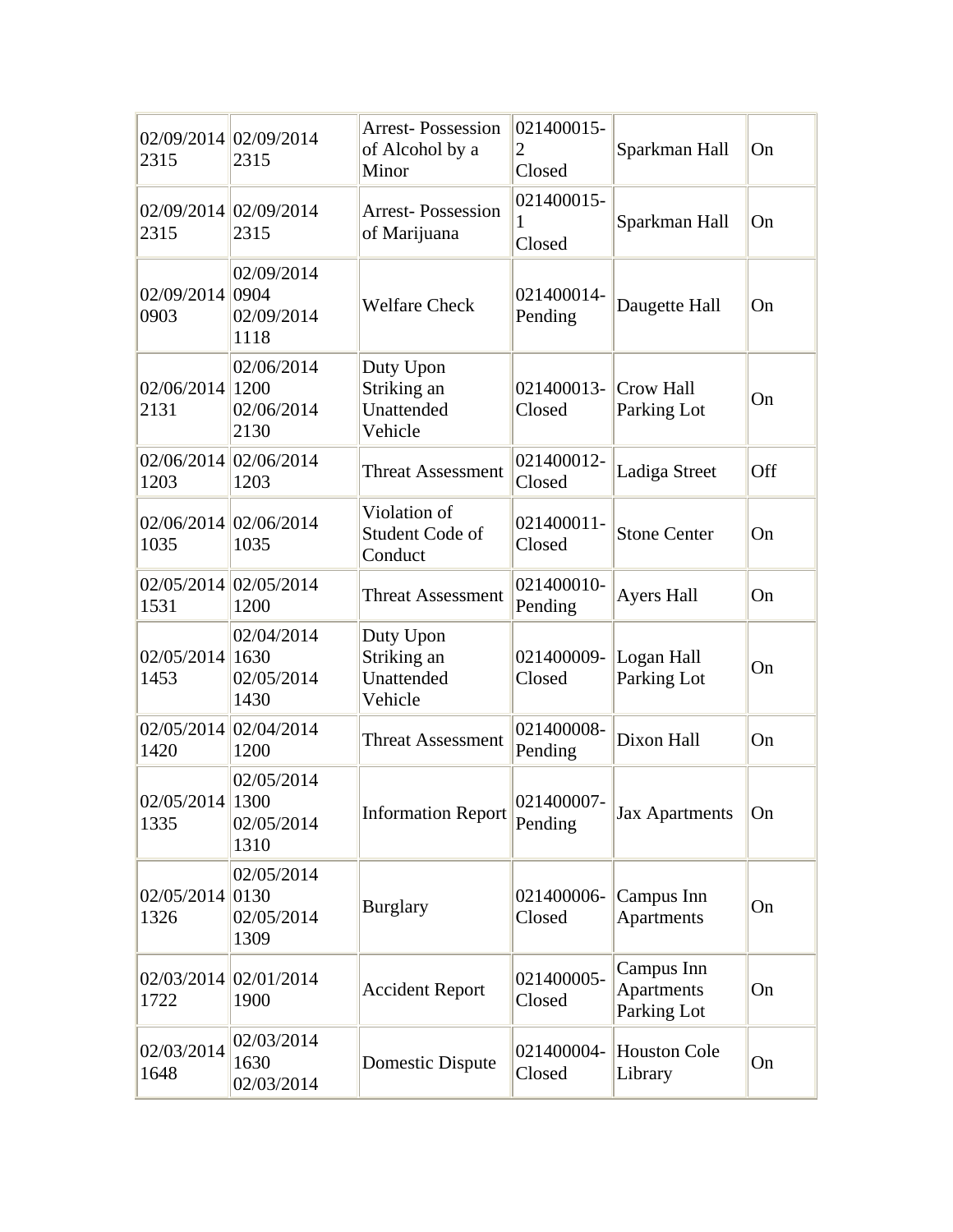| | | | | | |
|---|---|---|---|---|---|
| 02/09/2014 2315 | 02/09/2014 2315 | Arrest- Possession of Alcohol by a Minor | 021400015-2 Closed | Sparkman Hall | On |
| 02/09/2014 2315 | 02/09/2014 2315 | Arrest- Possession of Marijuana | 021400015-1 Closed | Sparkman Hall | On |
| 02/09/2014 0903 | 02/09/2014 0904 02/09/2014 1118 | Welfare Check | 021400014-Pending | Daugette Hall | On |
| 02/06/2014 2131 | 02/06/2014 1200 02/06/2014 2130 | Duty Upon Striking an Unattended Vehicle | 021400013-Closed | Crow Hall Parking Lot | On |
| 02/06/2014 1203 | 02/06/2014 1203 | Threat Assessment | 021400012-Closed | Ladiga Street | Off |
| 02/06/2014 1035 | 02/06/2014 1035 | Violation of Student Code of Conduct | 021400011-Closed | Stone Center | On |
| 02/05/2014 1531 | 02/05/2014 1200 | Threat Assessment | 021400010-Pending | Ayers Hall | On |
| 02/05/2014 1453 | 02/04/2014 1630 02/05/2014 1430 | Duty Upon Striking an Unattended Vehicle | 021400009-Closed | Logan Hall Parking Lot | On |
| 02/05/2014 1420 | 02/04/2014 1200 | Threat Assessment | 021400008-Pending | Dixon Hall | On |
| 02/05/2014 1335 | 02/05/2014 1300 02/05/2014 1310 | Information Report | 021400007-Pending | Jax Apartments | On |
| 02/05/2014 1326 | 02/05/2014 0130 02/05/2014 1309 | Burglary | 021400006-Closed | Campus Inn Apartments | On |
| 02/03/2014 1722 | 02/01/2014 1900 | Accident Report | 021400005-Closed | Campus Inn Apartments Parking Lot | On |
| 02/03/2014 1648 | 02/03/2014 1630 02/03/2014 | Domestic Dispute | 021400004-Closed | Houston Cole Library | On |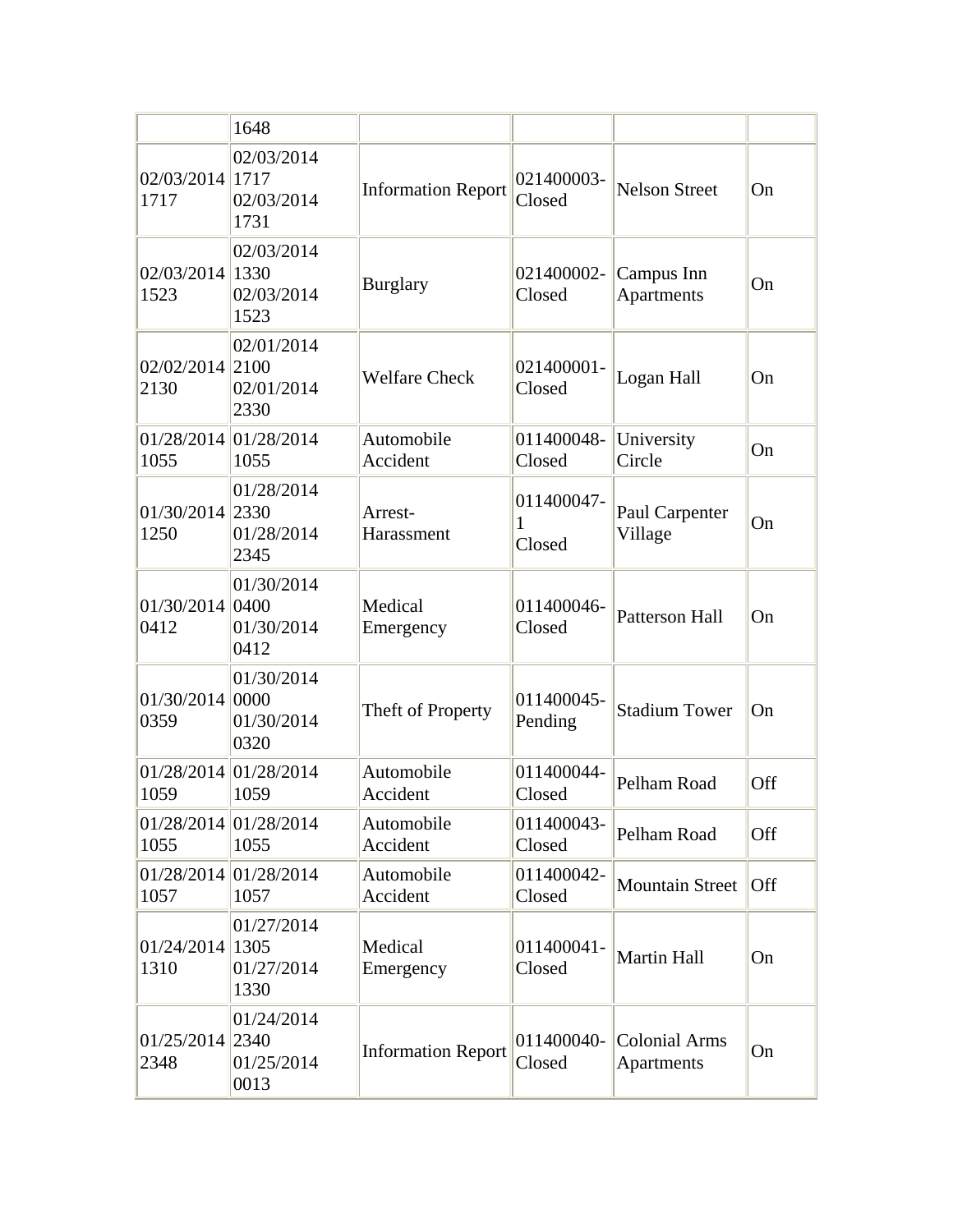| | | | | | |
|---|---|---|---|---|---|
| | 1648 | | | | |
| 02/03/2014 1717 | 02/03/2014 1717 02/03/2014 1731 | Information Report | 021400003- Closed | Nelson Street | On |
| 02/03/2014 1523 | 02/03/2014 1330 02/03/2014 1523 | Burglary | 021400002- Closed | Campus Inn Apartments | On |
| 02/02/2014 2130 | 02/01/2014 2100 02/01/2014 2330 | Welfare Check | 021400001- Closed | Logan Hall | On |
| 01/28/2014 1055 | 01/28/2014 1055 | Automobile Accident | 011400048- Closed | University Circle | On |
| 01/30/2014 1250 | 01/28/2014 2330 01/28/2014 2345 | Arrest- Harassment | 011400047- 1 Closed | Paul Carpenter Village | On |
| 01/30/2014 0412 | 01/30/2014 0400 01/30/2014 0412 | Medical Emergency | 011400046- Closed | Patterson Hall | On |
| 01/30/2014 0359 | 01/30/2014 0000 01/30/2014 0320 | Theft of Property | 011400045- Pending | Stadium Tower | On |
| 01/28/2014 1059 | 01/28/2014 1059 | Automobile Accident | 011400044- Closed | Pelham Road | Off |
| 01/28/2014 1055 | 01/28/2014 1055 | Automobile Accident | 011400043- Closed | Pelham Road | Off |
| 01/28/2014 1057 | 01/28/2014 1057 | Automobile Accident | 011400042- Closed | Mountain Street | Off |
| 01/24/2014 1310 | 01/27/2014 1305 01/27/2014 1330 | Medical Emergency | 011400041- Closed | Martin Hall | On |
| 01/25/2014 2348 | 01/24/2014 2340 01/25/2014 0013 | Information Report | 011400040- Closed | Colonial Arms Apartments | On |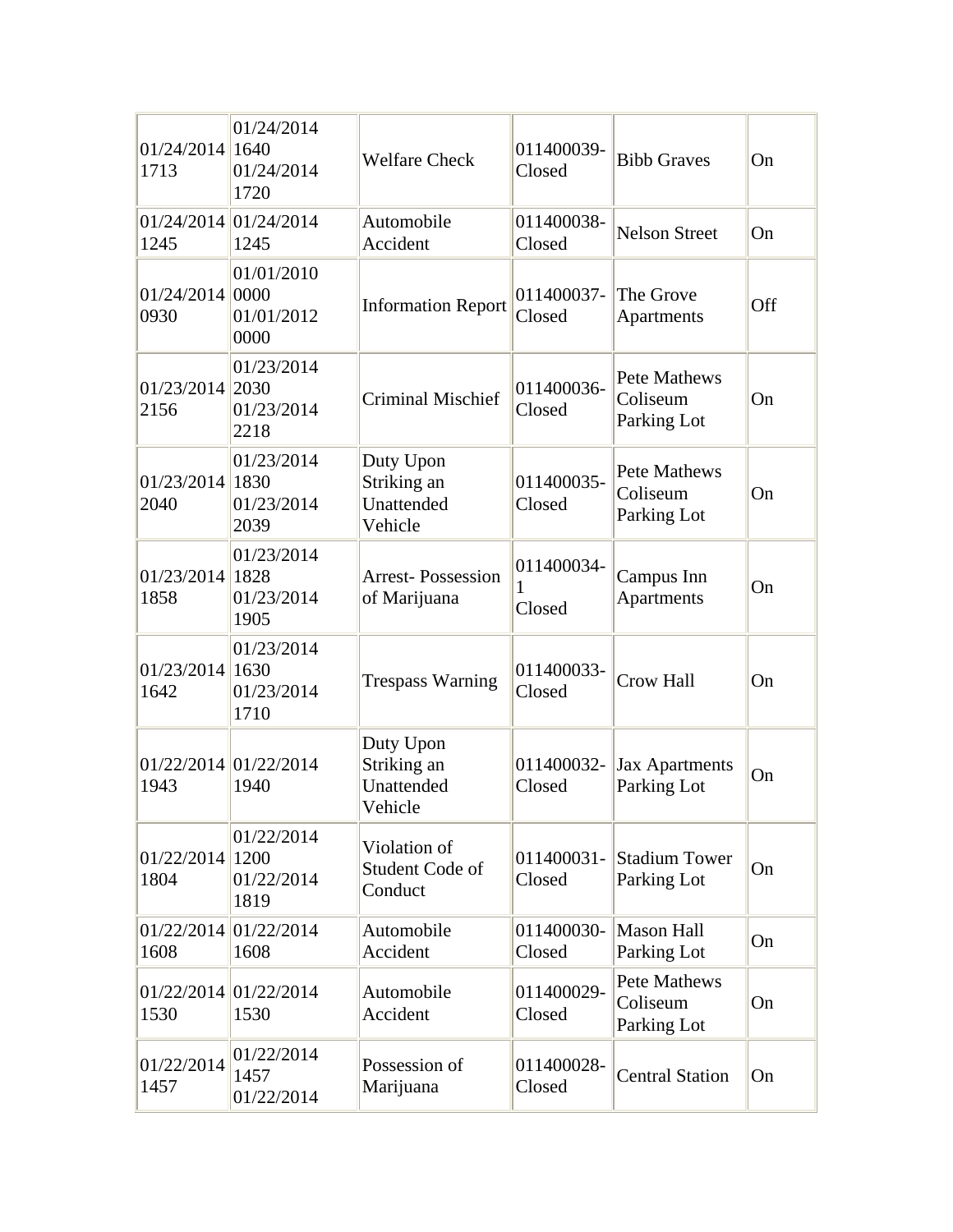| | | | | | |
|---|---|---|---|---|---|
| 01/24/2014 1713 | 01/24/2014 1640 01/24/2014 1720 | Welfare Check | 011400039- Closed | Bibb Graves | On |
| 01/24/2014 1245 | 01/24/2014 1245 | Automobile Accident | 011400038- Closed | Nelson Street | On |
| 01/24/2014 0930 | 01/01/2010 0000 01/01/2012 0000 | Information Report | 011400037- Closed | The Grove Apartments | Off |
| 01/23/2014 2156 | 01/23/2014 2030 01/23/2014 2218 | Criminal Mischief | 011400036- Closed | Pete Mathews Coliseum Parking Lot | On |
| 01/23/2014 2040 | 01/23/2014 1830 01/23/2014 2039 | Duty Upon Striking an Unattended Vehicle | 011400035- Closed | Pete Mathews Coliseum Parking Lot | On |
| 01/23/2014 1858 | 01/23/2014 1828 01/23/2014 1905 | Arrest- Possession of Marijuana | 011400034- 1 Closed | Campus Inn Apartments | On |
| 01/23/2014 1642 | 01/23/2014 1630 01/23/2014 1710 | Trespass Warning | 011400033- Closed | Crow Hall | On |
| 01/22/2014 1943 | 01/22/2014 1940 | Duty Upon Striking an Unattended Vehicle | 011400032- Closed | Jax Apartments Parking Lot | On |
| 01/22/2014 1804 | 01/22/2014 1200 01/22/2014 1819 | Violation of Student Code of Conduct | 011400031- Closed | Stadium Tower Parking Lot | On |
| 01/22/2014 1608 | 01/22/2014 1608 | Automobile Accident | 011400030- Closed | Mason Hall Parking Lot | On |
| 01/22/2014 1530 | 01/22/2014 1530 | Automobile Accident | 011400029- Closed | Pete Mathews Coliseum Parking Lot | On |
| 01/22/2014 1457 | 01/22/2014 1457 01/22/2014 | Possession of Marijuana | 011400028- Closed | Central Station | On |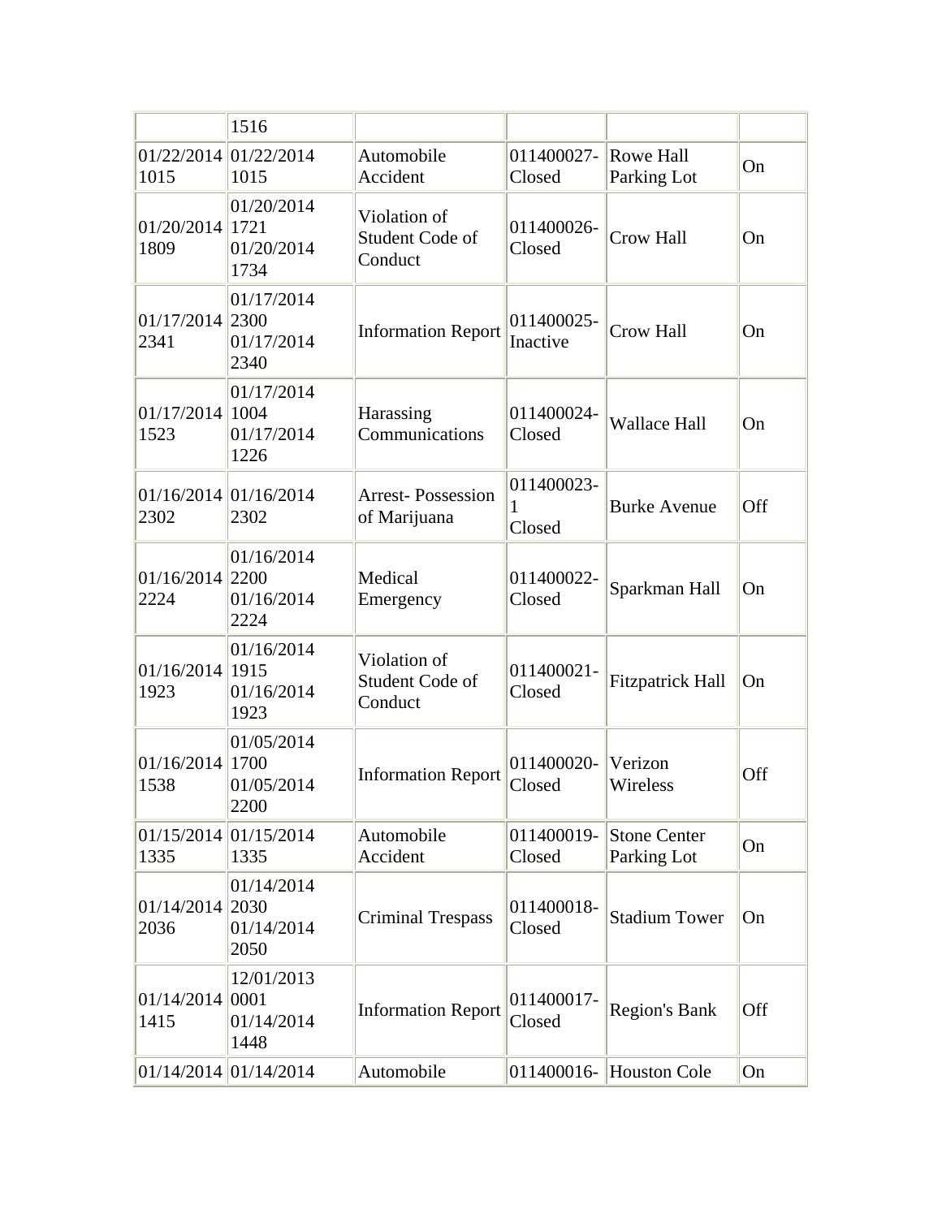| | | | | | |
|---|---|---|---|---|---|
| | 1516 | | | | |
| 01/22/2014 1015 | 01/22/2014 1015 | Automobile Accident | 011400027-Closed | Rowe Hall Parking Lot | On |
| 01/20/2014 1809 | 01/20/2014 1721 01/20/2014 1734 | Violation of Student Code of Conduct | 011400026-Closed | Crow Hall | On |
| 01/17/2014 2341 | 01/17/2014 2300 01/17/2014 2340 | Information Report | 011400025-Inactive | Crow Hall | On |
| 01/17/2014 1523 | 01/17/2014 1004 01/17/2014 1226 | Harassing Communications | 011400024-Closed | Wallace Hall | On |
| 01/16/2014 2302 | 01/16/2014 2302 | Arrest- Possession of Marijuana | 011400023-1 Closed | Burke Avenue | Off |
| 01/16/2014 2224 | 01/16/2014 2200 01/16/2014 2224 | Medical Emergency | 011400022-Closed | Sparkman Hall | On |
| 01/16/2014 1923 | 01/16/2014 1915 01/16/2014 1923 | Violation of Student Code of Conduct | 011400021-Closed | Fitzpatrick Hall | On |
| 01/16/2014 1538 | 01/05/2014 1700 01/05/2014 2200 | Information Report | 011400020-Closed | Verizon Wireless | Off |
| 01/15/2014 1335 | 01/15/2014 1335 | Automobile Accident | 011400019-Closed | Stone Center Parking Lot | On |
| 01/14/2014 2036 | 01/14/2014 2030 01/14/2014 2050 | Criminal Trespass | 011400018-Closed | Stadium Tower | On |
| 01/14/2014 1415 | 12/01/2013 0001 01/14/2014 1448 | Information Report | 011400017-Closed | Region's Bank | Off |
| 01/14/2014 | 01/14/2014 | Automobile | 011400016- | Houston Cole | On |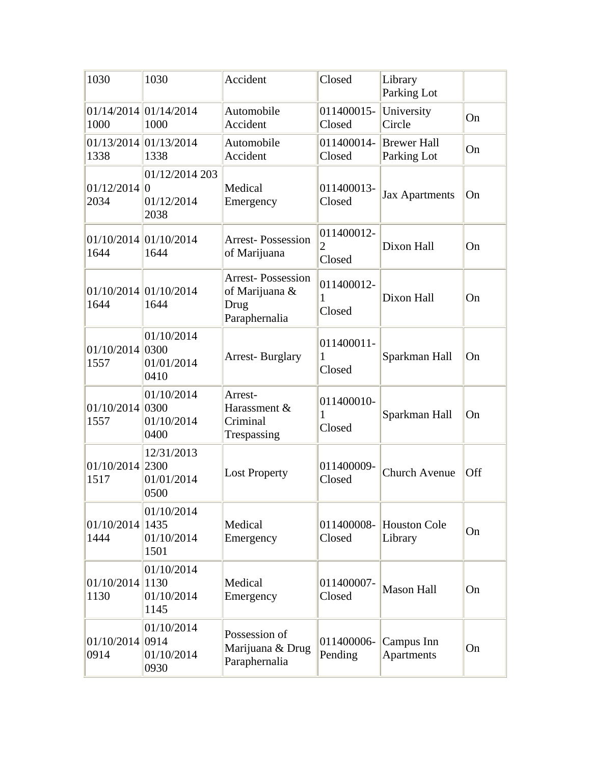| 1030 | 1030 | Accident | Closed | Library Parking Lot | |
|---|---|---|---|---|---|
| 01/14/2014 1000 | 01/14/2014 1000 | Automobile Accident | 011400015-Closed | University Circle | On |
| 01/13/2014 1338 | 01/13/2014 1338 | Automobile Accident | 011400014-Closed | Brewer Hall Parking Lot | On |
| 01/12/2014 2034 | 01/12/2014 2030 01/12/2014 2038 | Medical Emergency | 011400013-Closed | Jax Apartments | On |
| 01/10/2014 1644 | 01/10/2014 1644 | Arrest- Possession of Marijuana | 011400012-2 Closed | Dixon Hall | On |
| 01/10/2014 1644 | 01/10/2014 1644 | Arrest- Possession of Marijuana & Drug Paraphernalia | 011400012-1 Closed | Dixon Hall | On |
| 01/10/2014 1557 | 01/10/2014 0300 01/01/2014 0410 | Arrest- Burglary | 011400011-1 Closed | Sparkman Hall | On |
| 01/10/2014 1557 | 01/10/2014 0300 01/10/2014 0400 | Arrest- Harassment & Criminal Trespassing | 011400010-1 Closed | Sparkman Hall | On |
| 01/10/2014 1517 | 12/31/2013 2300 01/01/2014 0500 | Lost Property | 011400009-Closed | Church Avenue | Off |
| 01/10/2014 1444 | 01/10/2014 1435 01/10/2014 1501 | Medical Emergency | 011400008-Closed | Houston Cole Library | On |
| 01/10/2014 1130 | 01/10/2014 1130 01/10/2014 1145 | Medical Emergency | 011400007-Closed | Mason Hall | On |
| 01/10/2014 0914 | 01/10/2014 0914 01/10/2014 0930 | Possession of Marijuana & Drug Paraphernalia | 011400006-Pending | Campus Inn Apartments | On |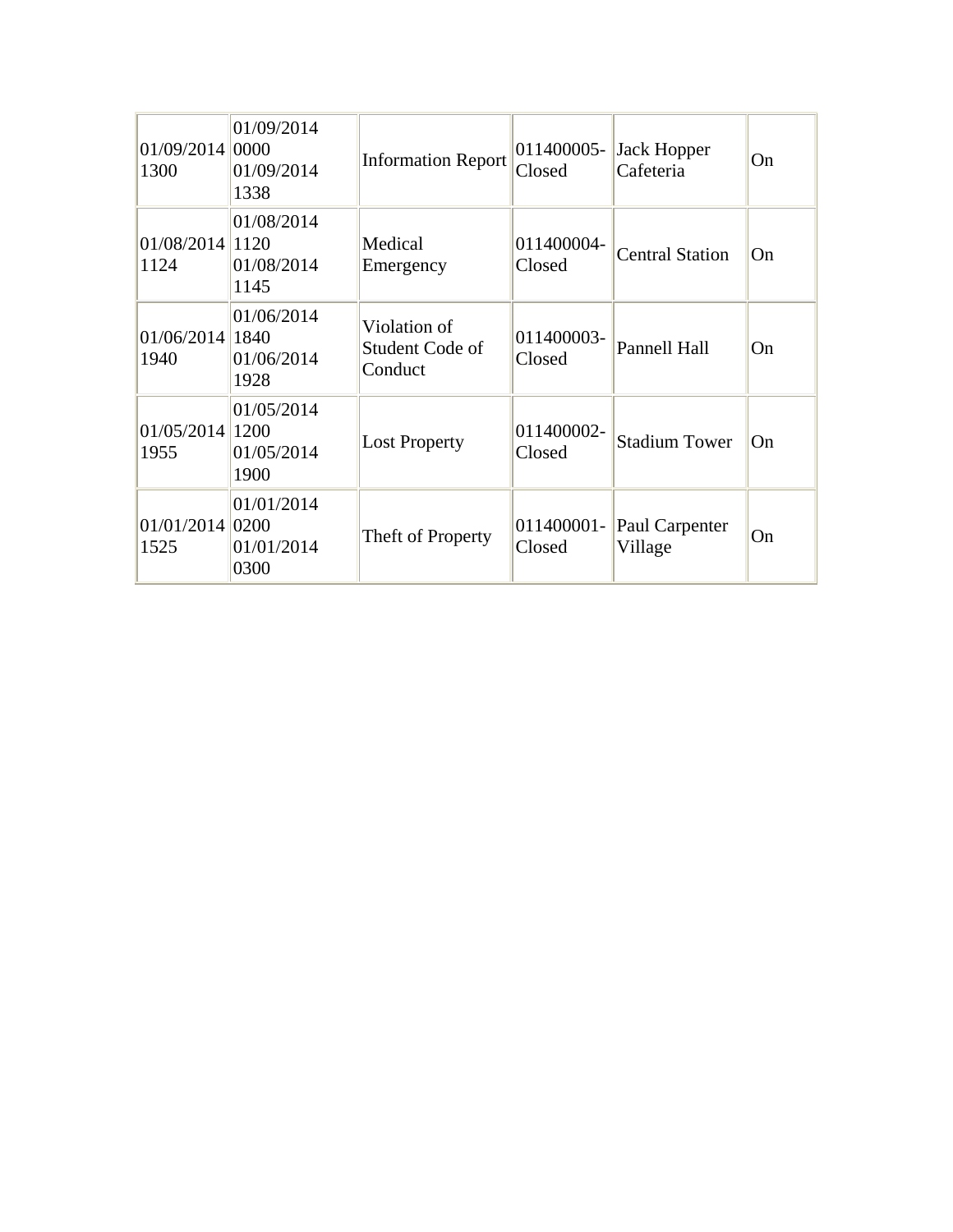| | | | | | |
|---|---|---|---|---|---|
| 01/09/2014 1300 | 01/09/2014 0000 01/09/2014 1338 | Information Report | 011400005-Closed | Jack Hopper Cafeteria | On |
| 01/08/2014 1124 | 01/08/2014 1120 01/08/2014 1145 | Medical Emergency | 011400004-Closed | Central Station | On |
| 01/06/2014 1940 | 01/06/2014 1840 01/06/2014 1928 | Violation of Student Code of Conduct | 011400003-Closed | Pannell Hall | On |
| 01/05/2014 1955 | 01/05/2014 1200 01/05/2014 1900 | Lost Property | 011400002-Closed | Stadium Tower | On |
| 01/01/2014 1525 | 01/01/2014 0200 01/01/2014 0300 | Theft of Property | 011400001-Closed | Paul Carpenter Village | On |